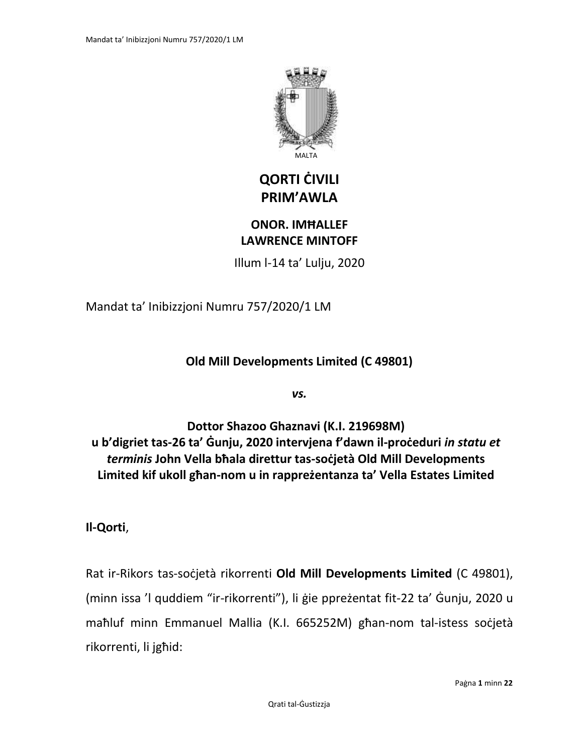MALTA

# QORTI ĊIVILI
# PRIM'AWLA

**ONOR. IMĦALLEF**
**LAWRENCE MINTOFF**

Illum l-14 ta' Lulju, 2020

Mandat ta' Inibizzjoni Numru 757/2020/1 LM

**Old Mill Developments Limited (C 49801)**

***vs.***

**Dottor Shazoo Ghaznavi (K.I. 219698M)**
**u b'digriet tas-26 ta' Ġunju, 2020 intervjena f'dawn il-proċeduri *in statu et terminis* John Vella bħala direttur tas-soċjetà Old Mill Developments Limited kif ukoll għan-nom u in rappreżentanza ta' Vella Estates Limited**

**Il-Qorti**,

Rat ir-Rikors tas-soċjetà rikorrenti **Old Mill Developments Limited** (C 49801), (minn issa 'l quddiem "ir-rikorrenti"), li ġie ppreżentat fit-22 ta' Ġunju, 2020 u maħluf minn Emmanuel Mallia (K.I. 665252M) għan-nom tal-istess soċjetà rikorrenti, li jgħid: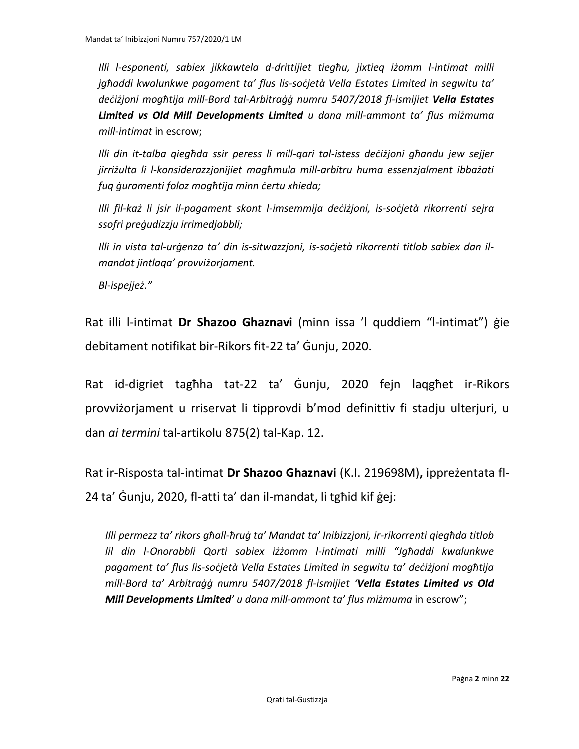*Illi l-esponenti, sabiex jikkawtela d-drittijiet tiegħu, jixtieq iżomm l-intimat milli jgħaddi kwalunkwe pagament ta' flus lis-soċjetà Vella Estates Limited in segwitu ta' deċiżjoni mogħtija mill-Bord tal-Arbitraġġ numru 5407/2018 fl-ismijiet* ***Vella Estates Limited vs Old Mill Developments Limited*** *u dana mill-ammont ta' flus miżmuma mill-intimat* in escrow;

*Illi din it-talba qiegħda ssir peress li mill-qari tal-istess deċiżjoni għandu jew sejjer jirriżulta li l-konsiderazzjonijiet magħmula mill-arbitru huma essenzjalment ibbażati fuq ġuramenti foloz mogħtija minn ċertu xhieda;*

*Illi fil-każ li jsir il-pagament skont l-imsemmija deċiżjoni, is-soċjetà rikorrenti sejra ssofri preġudizzju irrimedjabbli;*

*Illi in vista tal-urġenza ta' din is-sitwazzjoni, is-soċjetà rikorrenti titlob sabiex dan il-mandat jintlaqa' provviżorjament.*

*Bl-ispejjeż."*

Rat illi l-intimat **Dr Shazoo Ghaznavi** (minn issa 'l quddiem "l-intimat") ġie debitament notifikat bir-Rikors fit-22 ta' Ġunju, 2020.

Rat id-digriet tagħha tat-22 ta' Ġunju, 2020 fejn laqgħet ir-Rikors provviżorjament u rriservat li tipprovdi b'mod definittiv fi stadju ulterjuri, u dan *ai termini* tal-artikolu 875(2) tal-Kap. 12.

Rat ir-Risposta tal-intimat **Dr Shazoo Ghaznavi** (K.I. 219698M)**,** ippreżentata fl-24 ta' Ġunju, 2020, fl-atti ta' dan il-mandat, li tgħid kif ġej:

*Illi permezz ta' rikors għall-ħruġ ta' Mandat ta' Inibizzjoni, ir-rikorrenti qiegħda titlob lil din l-Onorabbli Qorti sabiex iżżomm l-intimati milli "Jgħaddi kwalunkwe pagament ta' flus lis-soċjetà Vella Estates Limited in segwitu ta' deċiżjoni mogħtija mill-Bord ta' Arbitraġġ numru 5407/2018 fl-ismijiet '****Vella Estates Limited vs Old Mill Developments Limited****' u dana mill-ammont ta' flus miżmuma* in escrow";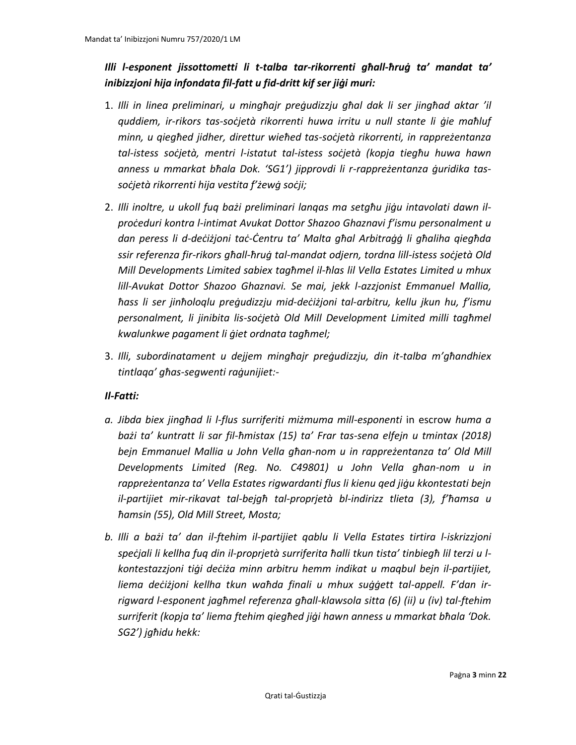***Illi l-esponent jissottometti li t-talba tar-rikorrenti għall-ħruġ ta' mandat ta' inibizzjoni hija infondata fil-fatt u fid-dritt kif ser jiġi muri:***

1. *Illi in linea preliminari, u mingħajr preġudizzju għal dak li ser jingħad aktar 'il quddiem, ir-rikors tas-soċjetà rikorrenti huwa irritu u null stante li ġie maħluf minn, u qiegħed jidher, direttur wieħed tas-soċjetà rikorrenti, in rappreżentanza tal-istess soċjetà, mentri l-istatut tal-istess soċjetà (kopja tiegħu huwa hawn anness u mmarkat bħala Dok. 'SG1') jipprovdi li r-rappreżentanza ġuridika tas-soċjetà rikorrenti hija vestita f'żewġ soċji;*

2. *Illi inoltre, u ukoll fuq bażi preliminari lanqas ma setgħu jiġu intavolati dawn il-proċeduri kontra l-intimat Avukat Dottor Shazoo Ghaznavi f'ismu personalment u dan peress li d-deċiżjoni taċ-Ċentru ta' Malta għal Arbitraġġ li għaliha qiegħda ssir referenza fir-rikors għall-ħruġ tal-mandat odjern, tordna lill-istess soċjetà Old Mill Developments Limited sabiex tagħmel il-ħlas lil Vella Estates Limited u mhux lill-Avukat Dottor Shazoo Ghaznavi. Se mai, jekk l-azzjonist Emmanuel Mallia, ħass li ser jinħoloqlu preġudizzju mid-deċiżjoni tal-arbitru, kellu jkun hu, f'ismu personalment, li jinibita lis-soċjetà Old Mill Development Limited milli tagħmel kwalunkwe pagament li ġiet ordnata tagħmel;*

3. *Illi, subordinatament u dejjem mingħajr preġudizzju, din it-talba m'għandhiex tintlaqa' għas-segwenti raġunijiet:-*

***Il-Fatti:***

a. *Jibda biex jingħad li l-flus surriferiti miżmuma mill-esponenti* in escrow *huma a bażi ta' kuntratt li sar fil-ħmistax (15) ta' Frar tas-sena elfejn u tmintax (2018) bejn Emmanuel Mallia u John Vella għan-nom u in rappreżentanza ta' Old Mill Developments Limited (Reg. No. C49801) u John Vella għan-nom u in rappreżentanza ta' Vella Estates rigwardanti flus li kienu qed jiġu kkontestati bejn il-partijiet mir-rikavat tal-bejgħ tal-proprjetà bl-indirizz tlieta (3), f'ħamsa u ħamsin (55), Old Mill Street, Mosta;*

b. *Illi a bażi ta' dan il-ftehim il-partijiet qablu li Vella Estates tirtira l-iskrizzjoni speċjali li kellha fuq din il-proprjetà surriferita ħalli tkun tista' tinbiegħ lil terzi u l-kontestazzjoni tiġi deċiża minn arbitru hemm indikat u maqbul bejn il-partijiet, liema deċiżjoni kellha tkun waħda finali u mhux suġġett tal-appell. F'dan ir-rigward l-esponent jagħmel referenza għall-klawsola sitta (6) (ii) u (iv) tal-ftehim surriferit (kopja ta' liema ftehim qiegħed jiġi hawn anness u mmarkat bħala 'Dok. SG2') jgħidu hekk:*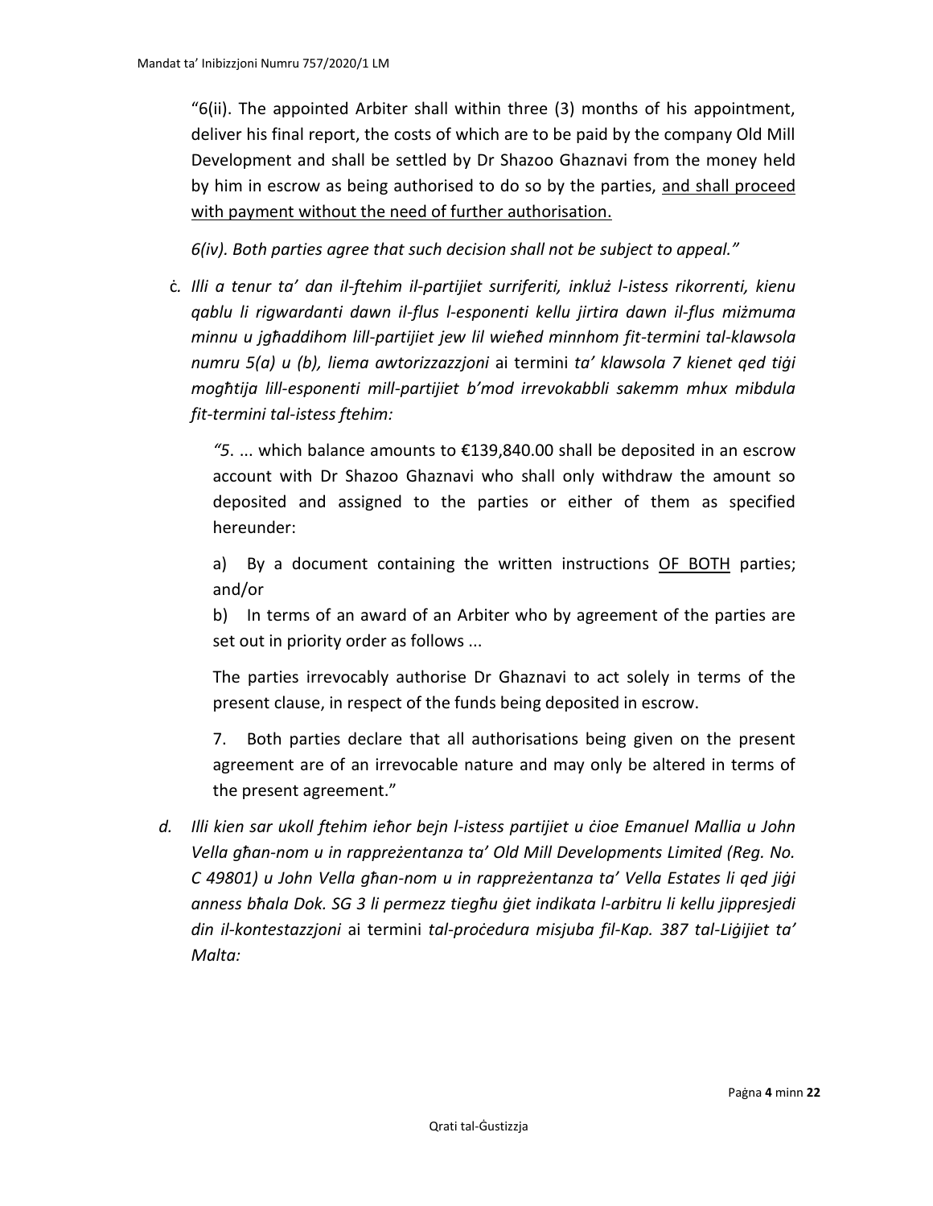"6(ii). The appointed Arbiter shall within three (3) months of his appointment, deliver his final report, the costs of which are to be paid by the company Old Mill Development and shall be settled by Dr Shazoo Ghaznavi from the money held by him in escrow as being authorised to do so by the parties, <u>and shall proceed with payment without the need of further authorisation.</u>

*6(iv). Both parties agree that such decision shall not be subject to appeal."*

ċ. *Illi a tenur ta' dan il-ftehim il-partijiet surriferiti, inkluż l-istess rikorrenti, kienu qablu li rigwardanti dawn il-flus l-esponenti kellu jirtira dawn il-flus miżmuma minnu u jgħaddihom lill-partijiet jew lil wieħed minnhom fit-termini tal-klawsola numru 5(a) u (b), liema awtorizzazzjoni* ai termini *ta' klawsola 7 kienet qed tiġi mogħtija lill-esponenti mill-partijiet b'mod irrevokabbli sakemm mhux mibdula fit-termini tal-istess ftehim:*

> *"5*. ... which balance amounts to €139,840.00 shall be deposited in an escrow account with Dr Shazoo Ghaznavi who shall only withdraw the amount so deposited and assigned to the parties or either of them as specified hereunder:
>
> a) By a document containing the written instructions <u>OF BOTH</u> parties; and/or
>
> b) In terms of an award of an Arbiter who by agreement of the parties are set out in priority order as follows ...
>
> The parties irrevocably authorise Dr Ghaznavi to act solely in terms of the present clause, in respect of the funds being deposited in escrow.
>
> 7. Both parties declare that all authorisations being given on the present agreement are of an irrevocable nature and may only be altered in terms of the present agreement."

*d. Illi kien sar ukoll ftehim ieħor bejn l-istess partijiet u ċioe Emanuel Mallia u John Vella għan-nom u in rappreżentanza ta' Old Mill Developments Limited (Reg. No. C 49801) u John Vella għan-nom u in rappreżentanza ta' Vella Estates li qed jiġi anness bħala Dok. SG 3 li permezz tiegħu ġiet indikata l-arbitru li kellu jippresjedi din il-kontestazzjoni* ai termini *tal-proċedura misjuba fil-Kap. 387 tal-Liġijiet ta' Malta:*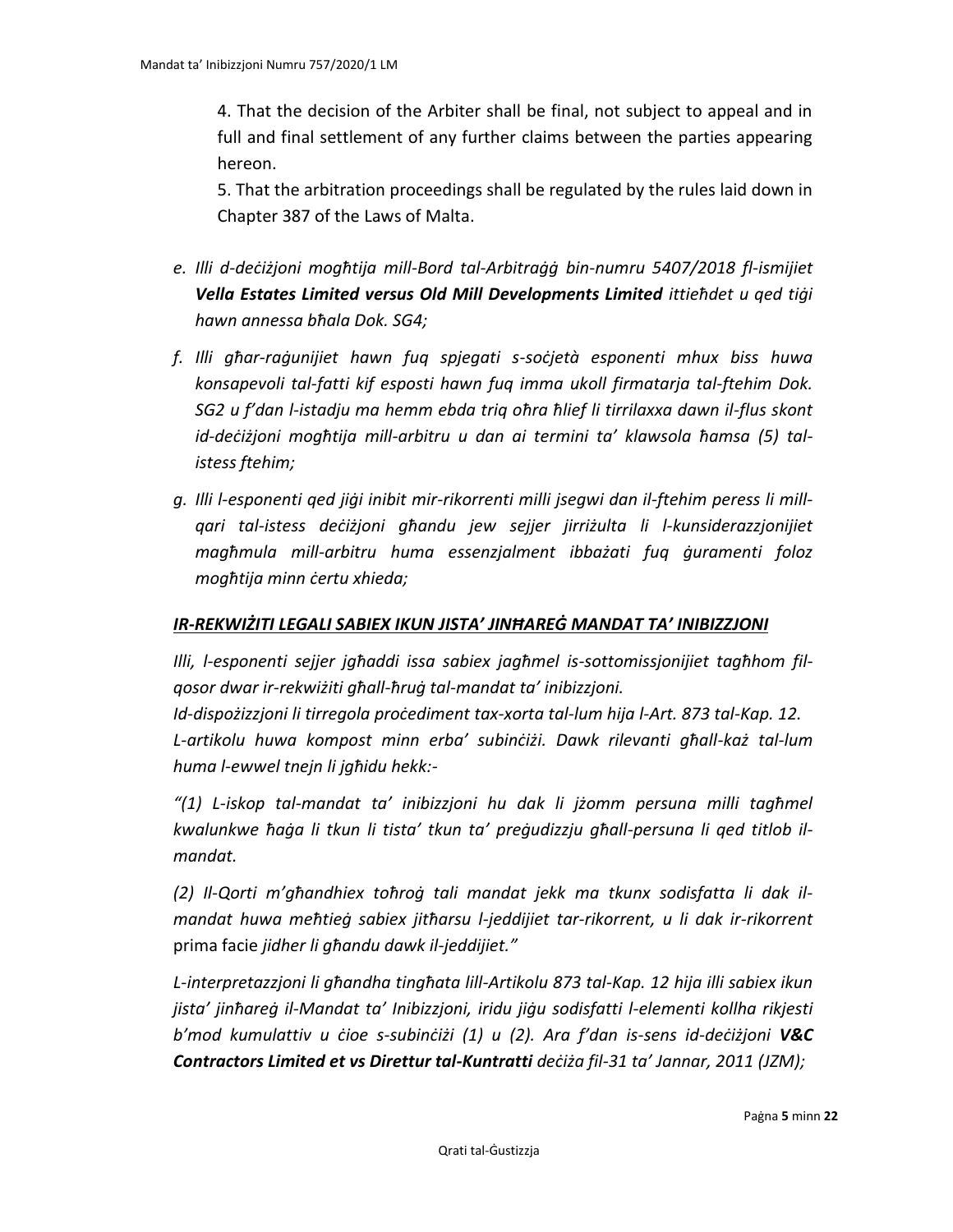4. That the decision of the Arbiter shall be final, not subject to appeal and in full and final settlement of any further claims between the parties appearing hereon.

5. That the arbitration proceedings shall be regulated by the rules laid down in Chapter 387 of the Laws of Malta.

e. *Illi d-deċiżjoni mogħtija mill-Bord tal-Arbitraġġ bin-numru 5407/2018 fl-ismijiet **Vella Estates Limited versus Old Mill Developments Limited** ittieħdet u qed tiġi hawn annessa bħala Dok. SG4;*

f. *Illi għar-raġunijiet hawn fuq spjegati s-soċjetà esponenti mhux biss huwa konsapevoli tal-fatti kif esposti hawn fuq imma ukoll firmatarja tal-ftehim Dok. SG2 u f'dan l-istadju ma hemm ebda triq oħra ħlief li tirrilaxxa dawn il-flus skont id-deċiżjoni mogħtija mill-arbitru u dan ai termini ta' klawsola ħamsa (5) tal-istess ftehim;*

g. *Illi l-esponenti qed jiġi inibit mir-rikorrenti milli jsegwi dan il-ftehim peress li mill-qari tal-istess deċiżjoni għandu jew sejjer jirriżulta li l-kunsiderazzjonijiet magħmula mill-arbitru huma essenzjalment ibbażati fuq ġuramenti foloz mogħtija minn ċertu xhieda;*

## *IR-REKWIŻITI LEGALI SABIEX IKUN JISTA' JINĦAREĠ MANDAT TA' INIBIZZJONI*

*Illi, l-esponenti sejjer jgħaddi issa sabiex jagħmel is-sottomissjonijiet tagħhom fil-qosor dwar ir-rekwiżiti għall-ħruġ tal-mandat ta' inibizzjoni.*

*Id-dispożizzjoni li tirregola proċediment tax-xorta tal-lum hija l-Art. 873 tal-Kap. 12.*

*L-artikolu huwa kompost minn erba' subinċiżi. Dawk rilevanti għall-każ tal-lum huma l-ewwel tnejn li jgħidu hekk:-*

*"(1) L-iskop tal-mandat ta' inibizzjoni hu dak li jżomm persuna milli tagħmel kwalunkwe ħaġa li tkun li tista' tkun ta' preġudizzju għall-persuna li qed titlob il-mandat.*

*(2) Il-Qorti m'għandhiex toħroġ tali mandat jekk ma tkunx sodisfatta li dak il-mandat huwa meħtieġ sabiex jitħarsu l-jeddijiet tar-rikorrent, u li dak ir-rikorrent* prima facie *jidher li għandu dawk il-jeddijiet."*

*L-interpretazzjoni li għandha tingħata lill-Artikolu 873 tal-Kap. 12 hija illi sabiex ikun jista' jinħareġ il-Mandat ta' Inibizzjoni, iridu jiġu sodisfatti l-elementi kollha rikjesti b'mod kumulattiv u ċioe s-subinċiżi (1) u (2). Ara f'dan is-sens id-deċiżjoni **V&C Contractors Limited et vs Direttur tal-Kuntratti** deċiża fil-31 ta' Jannar, 2011 (JZM);*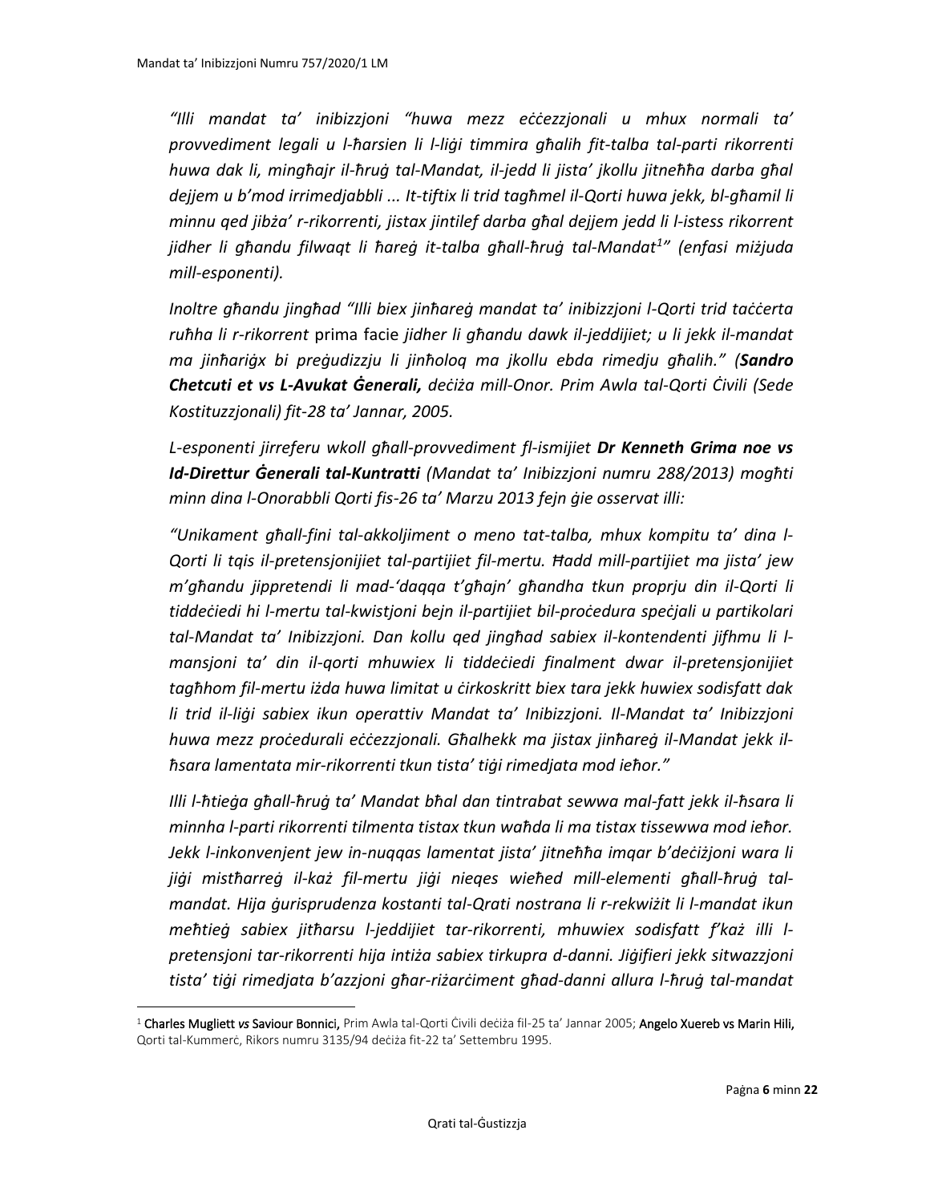*"Illi mandat ta' inibizzjoni "huwa mezz eċċezzjonali u mhux normali ta' provvediment legali u l-ħarsien li l-liġi timmira għalih fit-talba tal-parti rikorrenti huwa dak li, mingħajr il-ħruġ tal-Mandat, il-jedd li jista' jkollu jitneħħa darba għal dejjem u b'mod irrimedjabbli ... It-tiftix li trid tagħmel il-Qorti huwa jekk, bl-għamil li minnu qed jibża' r-rikorrenti, jistax jintilef darba għal dejjem jedd li l-istess rikorrent jidher li għandu filwaqt li ħareġ it-talba għall-ħruġ tal-Mandat[1]" (enfasi miżjuda mill-esponenti).*

*Inoltre għandu jingħad "Illi biex jinħareġ mandat ta' inibizzjoni l-Qorti trid taċċerta ruħha li r-rikorrent* prima facie *jidher li għandu dawk il-jeddijiet; u li jekk il-mandat ma jinħariġx bi preġudizzju li jinħoloq ma jkollu ebda rimedju għalih." (**Sandro Chetcuti et vs L-Avukat Ġenerali,** deċiża mill-Onor. Prim Awla tal-Qorti Ċivili (Sede Kostituzzjonali) fit-28 ta' Jannar, 2005.*

*L-esponenti jirreferu wkoll għall-provvediment fl-ismijiet **Dr Kenneth Grima noe vs Id-Direttur Ġenerali tal-Kuntratti** (Mandat ta' Inibizzjoni numru 288/2013) mogħti minn dina l-Onorabbli Qorti fis-26 ta' Marzu 2013 fejn ġie osservat illi:*

*"Unikament għall-fini tal-akkoljiment o meno tat-talba, mhux kompitu ta' dina l-Qorti li tqis il-pretensjonijiet tal-partijiet fil-mertu. Ħadd mill-partijiet ma jista' jew m'għandu jippretendi li mad-'daqqa t'għajn' għandha tkun proprju din il-Qorti li tiddeċiedi hi l-mertu tal-kwistjoni bejn il-partijiet bil-proċedura speċjali u partikolari tal-Mandat ta' Inibizzjoni. Dan kollu qed jingħad sabiex il-kontendenti jifhmu li l-mansjoni ta' din il-qorti mhuwiex li tiddeċiedi finalment dwar il-pretensjonijiet tagħhom fil-mertu iżda huwa limitat u ċirkoskritt biex tara jekk huwiex sodisfatt dak li trid il-liġi sabiex ikun operattiv Mandat ta' Inibizzjoni. Il-Mandat ta' Inibizzjoni huwa mezz proċedurali eċċezzjonali. Għalhekk ma jistax jinħareġ il-Mandat jekk il-ħsara lamentata mir-rikorrenti tkun tista' tiġi rimedjata mod ieħor."*

*Illi l-ħtieġa għall-ħruġ ta' Mandat bħal dan tintrabat sewwa mal-fatt jekk il-ħsara li minnha l-parti rikorrenti tilmenta tistax tkun waħda li ma tistax tissewwa mod ieħor. Jekk l-inkonvenjent jew in-nuqqas lamentat jista' jitneħħa imqar b'deċiżjoni wara li jiġi mistħarreġ il-każ fil-mertu jiġi nieqes wieħed mill-elementi għall-ħruġ tal-mandat. Hija ġurisprudenza kostanti tal-Qrati nostrana li r-rekwiżit li l-mandat ikun meħtieġ sabiex jitħarsu l-jeddijiet tar-rikorrenti, mhuwiex sodisfatt f'każ illi l-pretensjoni tar-rikorrenti hija intiża sabiex tirkupra d-danni. Jiġifieri jekk sitwazzjoni tista' tiġi rimedjata b'azzjoni għar-riżarċiment għad-danni allura l-ħruġ tal-mandat*

[1] **Charles Mugliett *vs* Saviour Bonnici,** Prim Awla tal-Qorti Ċivili deċiża fil-25 ta' Jannar 2005; **Angelo Xuereb vs Marin Hili,** Qorti tal-Kummerċ, Rikors numru 3135/94 deċiża fit-22 ta' Settembru 1995.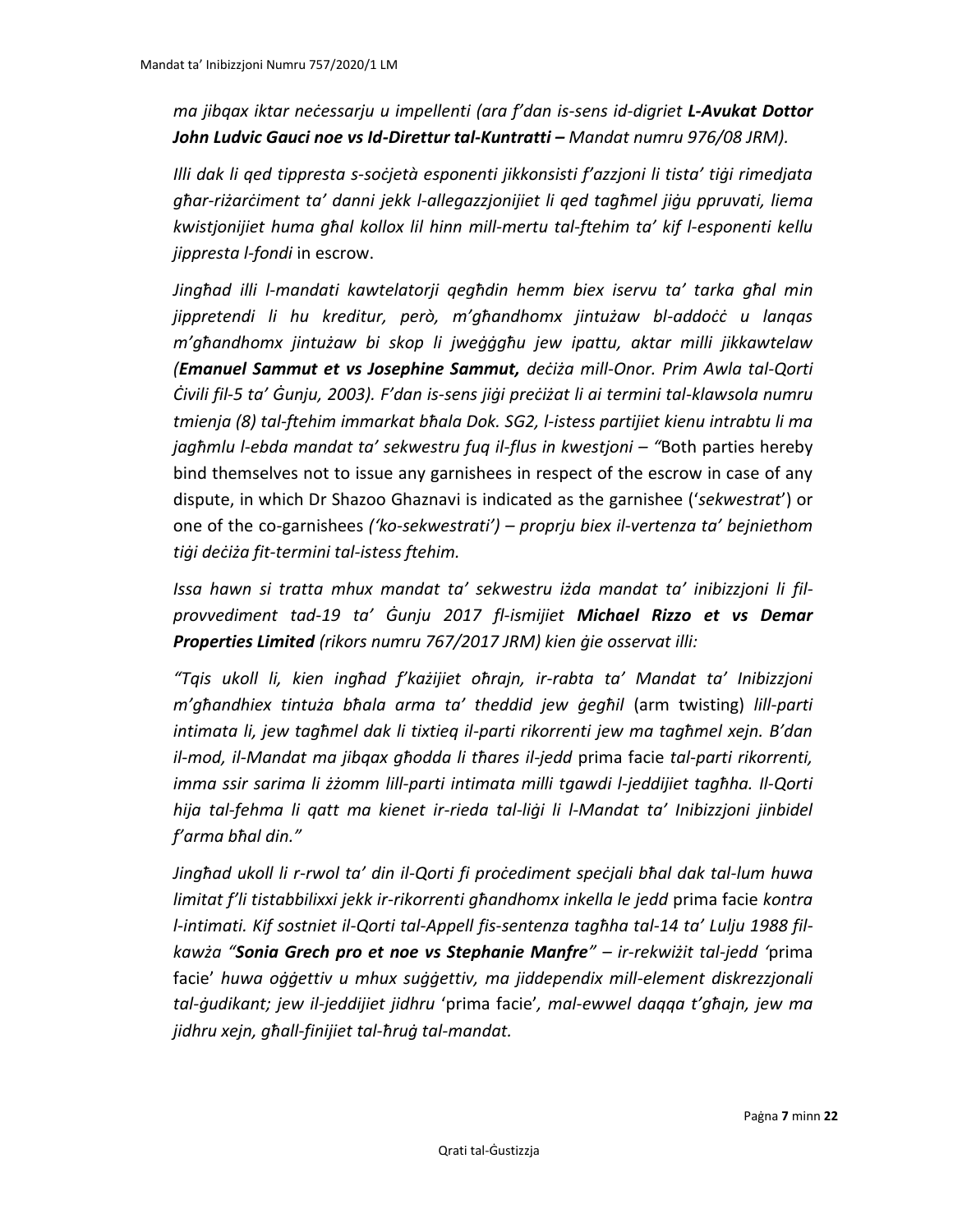*ma jibqax iktar neċessarju u impellenti (ara f'dan is-sens id-digriet **L-Avukat Dottor John Ludvic Gauci noe vs Id-Direttur tal-Kuntratti** – Mandat numru 976/08 JRM).*

*Illi dak li qed tippresta s-soċjetà esponenti jikkonsisti f'azzjoni li tista' tiġi rimedjata għar-riżarċiment ta' danni jekk l-allegazzjonijiet li qed tagħmel jiġu ppruvati, liema kwistjonijiet huma għal kollox lil hinn mill-mertu tal-ftehim ta' kif l-esponenti kellu jippresta l-fondi* in escrow.

*Jingħad illi l-mandati kawtelatorji qegħdin hemm biex iservu ta' tarka għal min jippretendi li hu kreditur, però, m'għandhomx jintużaw bl-addoċċ u lanqas m'għandhomx jintużaw bi skop li jweġġgħu jew ipattu, aktar milli jikkawtelaw (**Emanuel Sammut et vs Josephine Sammut,** deċiża mill-Onor. Prim Awla tal-Qorti Ċivili fil-5 ta' Ġunju, 2003). F'dan is-sens jiġi preċiżat li ai termini tal-klawsola numru tmienja (8) tal-ftehim immarkat bħala Dok. SG2, l-istess partijiet kienu intrabtu li ma jagħmlu l-ebda mandat ta' sekwestru fuq il-flus in kwestjoni – "*Both parties hereby bind themselves not to issue any garnishees in respect of the escrow in case of any dispute, in which Dr Shazoo Ghaznavi is indicated as the garnishee ('*sekwestrat*') or one of the co-garnishees *('ko-sekwestrati') – proprju biex il-vertenza ta' bejniethom tiġi deċiża fit-termini tal-istess ftehim.*

*Issa hawn si tratta mhux mandat ta' sekwestru iżda mandat ta' inibizzjoni li fil-provvediment tad-19 ta' Ġunju 2017 fl-ismijiet **Michael Rizzo et vs Demar Properties Limited** (rikors numru 767/2017 JRM) kien ġie osservat illi:*

*"Tqis ukoll li, kien ingħad f'każijiet oħrajn, ir-rabta ta' Mandat ta' Inibizzjoni m'għandhiex tintuża bħala arma ta' theddid jew ġegħil* (arm twisting) *lill-parti intimata li, jew tagħmel dak li tixtieq il-parti rikorrenti jew ma tagħmel xejn. B'dan il-mod, il-Mandat ma jibqax għodda li tħares il-jedd* prima facie *tal-parti rikorrenti, imma ssir sarima li żżomm lill-parti intimata milli tgawdi l-jeddijiet tagħha. Il-Qorti hija tal-fehma li qatt ma kienet ir-rieda tal-liġi li l-Mandat ta' Inibizzjoni jinbidel f'arma bħal din."*

*Jingħad ukoll li r-rwol ta' din il-Qorti fi proċediment speċjali bħal dak tal-lum huwa limitat f'li tistabbilixxi jekk ir-rikorrenti għandhomx inkella le jedd* prima facie *kontra l-intimati. Kif sostniet il-Qorti tal-Appell fis-sentenza tagħha tal-14 ta' Lulju 1988 fil-kawża "**Sonia Grech pro et noe vs Stephanie Manfre**" – ir-rekwiżit tal-jedd '*prima facie' *huwa oġġettiv u mhux suġġettiv, ma jiddependix mill-element diskrezzjonali tal-ġudikant; jew il-jeddijiet jidhru* 'prima facie', *mal-ewwel daqqa t'għajn, jew ma jidhru xejn, għall-finijiet tal-ħruġ tal-mandat.*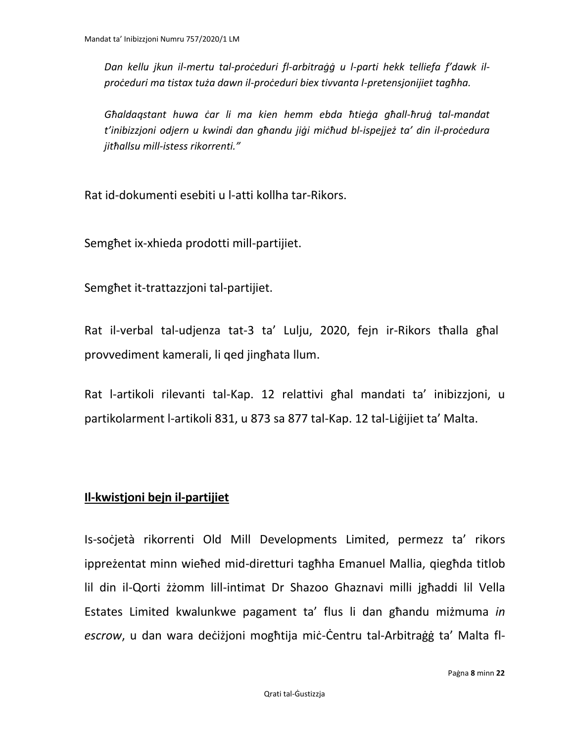*Dan kellu jkun il-mertu tal-proċeduri fl-arbitraġġ u l-parti hekk telliefa f'dawk il-proċeduri ma tistax tuża dawn il-proċeduri biex tivvanta l-pretensjonijiet tagħha.*

*Għaldaqstant huwa ċar li ma kien hemm ebda ħtieġa għall-ħruġ tal-mandat t'inibizzjoni odjern u kwindi dan għandu jiġi miċħud bl-ispejjeż ta' din il-proċedura jitħallsu mill-istess rikorrenti."*

Rat id-dokumenti esebiti u l-atti kollha tar-Rikors.

Semgħet ix-xhieda prodotti mill-partijiet.

Semgħet it-trattazzjoni tal-partijiet.

Rat il-verbal tal-udjenza tat-3 ta' Lulju, 2020, fejn ir-Rikors tħalla għal provvediment kamerali, li qed jingħata llum.

Rat l-artikoli rilevanti tal-Kap. 12 relattivi għal mandati ta' inibizzjoni, u partikolarment l-artikoli 831, u 873 sa 877 tal-Kap. 12 tal-Liġijiet ta' Malta.

## **Il-kwistjoni bejn il-partijiet**

Is-soċjetà rikorrenti Old Mill Developments Limited, permezz ta' rikors ippreżentat minn wieħed mid-diretturi tagħha Emanuel Mallia, qiegħda titlob lil din il-Qorti żżomm lill-intimat Dr Shazoo Ghaznavi milli jgħaddi lil Vella Estates Limited kwalunkwe pagament ta' flus li dan għandu miżmuma *in escrow*, u dan wara deċiżjoni mogħtija miċ-Ċentru tal-Arbitraġġ ta' Malta fl-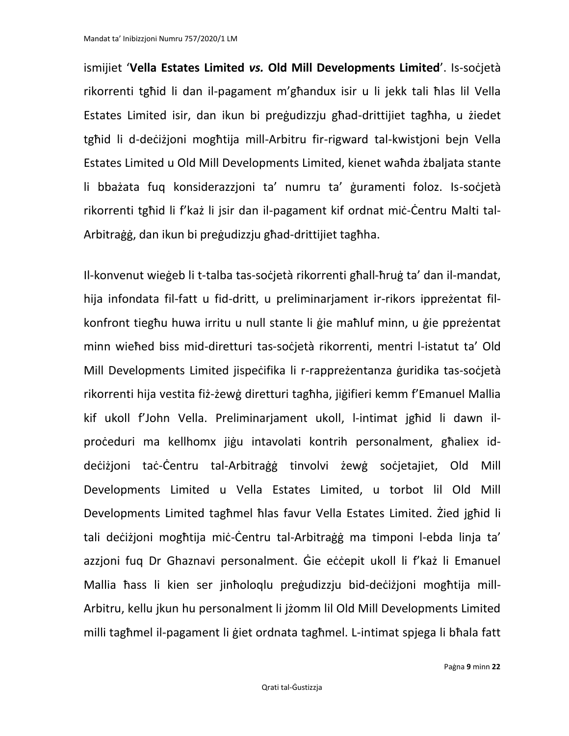ismijiet '**Vella Estates Limited *vs.* Old Mill Developments Limited**'. Is-soċjetà rikorrenti tgħid li dan il-pagament m'għandux isir u li jekk tali ħlas lil Vella Estates Limited isir, dan ikun bi preġudizzju għad-drittijiet tagħha, u żiedet tgħid li d-deċiżjoni mogħtija mill-Arbitru fir-rigward tal-kwistjoni bejn Vella Estates Limited u Old Mill Developments Limited, kienet waħda żbaljata stante li bbażata fuq konsiderazzjoni ta' numru ta' ġuramenti foloz. Is-soċjetà rikorrenti tgħid li f'każ li jsir dan il-pagament kif ordnat miċ-Ċentru Malti tal-Arbitraġġ, dan ikun bi preġudizzju għad-drittijiet tagħha.

Il-konvenut wieġeb li t-talba tas-soċjetà rikorrenti għall-ħruġ ta' dan il-mandat, hija infondata fil-fatt u fid-dritt, u preliminarjament ir-rikors ippreżentat fil-konfront tiegħu huwa irritu u null stante li ġie maħluf minn, u ġie ppreżentat minn wieħed biss mid-diretturi tas-soċjetà rikorrenti, mentri l-istatut ta' Old Mill Developments Limited jispeċifika li r-rappreżentanza ġuridika tas-soċjetà rikorrenti hija vestita fiż-żewġ diretturi tagħha, jiġifieri kemm f'Emanuel Mallia kif ukoll f'John Vella. Preliminarjament ukoll, l-intimat jgħid li dawn il-proċeduri ma kellhomx jiġu intavolati kontrih personalment, għaliex id-deċiżjoni taċ-Ċentru tal-Arbitraġġ tinvolvi żewġ soċjetajiet, Old Mill Developments Limited u Vella Estates Limited, u torbot lil Old Mill Developments Limited tagħmel ħlas favur Vella Estates Limited. Żied jgħid li tali deċiżjoni mogħtija miċ-Ċentru tal-Arbitraġġ ma timponi l-ebda linja ta' azzjoni fuq Dr Ghaznavi personalment. Ġie eċċepit ukoll li f'każ li Emanuel Mallia ħass li kien ser jinħoloqlu preġudizzju bid-deċiżjoni mogħtija mill-Arbitru, kellu jkun hu personalment li jżomm lil Old Mill Developments Limited milli tagħmel il-pagament li ġiet ordnata tagħmel. L-intimat spjega li bħala fatt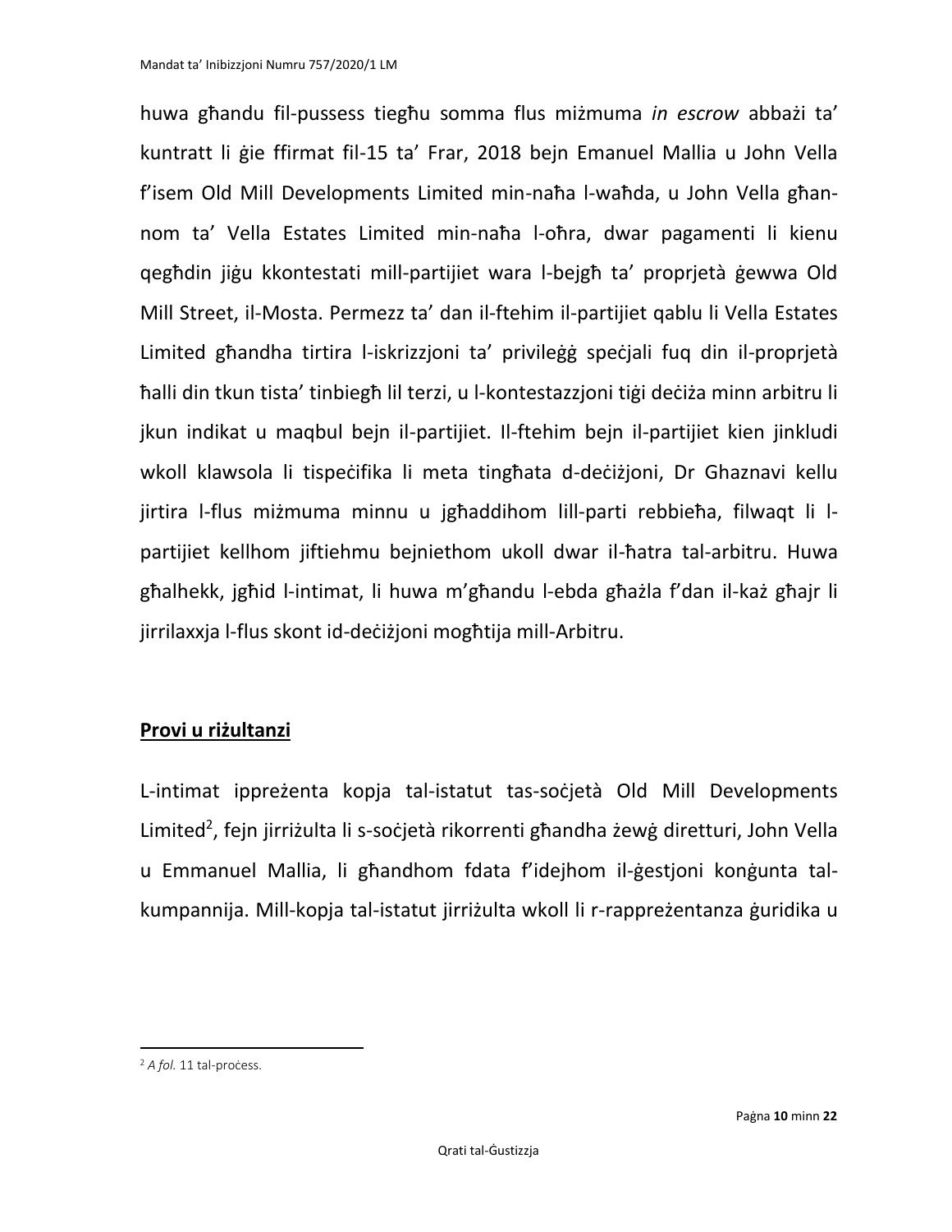huwa għandu fil-pussess tiegħu somma flus miżmuma *in escrow* abbażi ta' kuntratt li ġie ffirmat fil-15 ta' Frar, 2018 bejn Emanuel Mallia u John Vella f'isem Old Mill Developments Limited min-naħa l-waħda, u John Vella għan-nom ta' Vella Estates Limited min-naħa l-oħra, dwar pagamenti li kienu qegħdin jiġu kkontestati mill-partijiet wara l-bejgħ ta' proprjetà ġewwa Old Mill Street, il-Mosta. Permezz ta' dan il-ftehim il-partijiet qablu li Vella Estates Limited għandha tirtira l-iskrizzjoni ta' privileġġ speċjali fuq din il-proprjetà ħalli din tkun tista' tinbiegħ lil terzi, u l-kontestazzjoni tiġi deċiża minn arbitru li jkun indikat u maqbul bejn il-partijiet. Il-ftehim bejn il-partijiet kien jinkludi wkoll klawsola li tispeċifika li meta tingħata d-deċiżjoni, Dr Ghaznavi kellu jirtira l-flus miżmuma minnu u jgħaddihom lill-parti rebbieħa, filwaqt li l-partijiet kellhom jiftiehmu bejniethom ukoll dwar il-ħatra tal-arbitru. Huwa għalhekk, jgħid l-intimat, li huwa m'għandu l-ebda għażla f'dan il-każ għajr li jirrilaxxja l-flus skont id-deċiżjoni mogħtija mill-Arbitru.

**Provi u riżultanzi**

L-intimat ippreżenta kopja tal-istatut tas-soċjetà Old Mill Developments Limited[2], fejn jirriżulta li s-soċjetà rikorrenti għandha żewġ diretturi, John Vella u Emmanuel Mallia, li għandhom fdata f'idejhom il-ġestjoni konġunta tal-kumpannija. Mill-kopja tal-istatut jirriżulta wkoll li r-rappreżentanza ġuridika u

[2] *A fol.* 11 tal-proċess.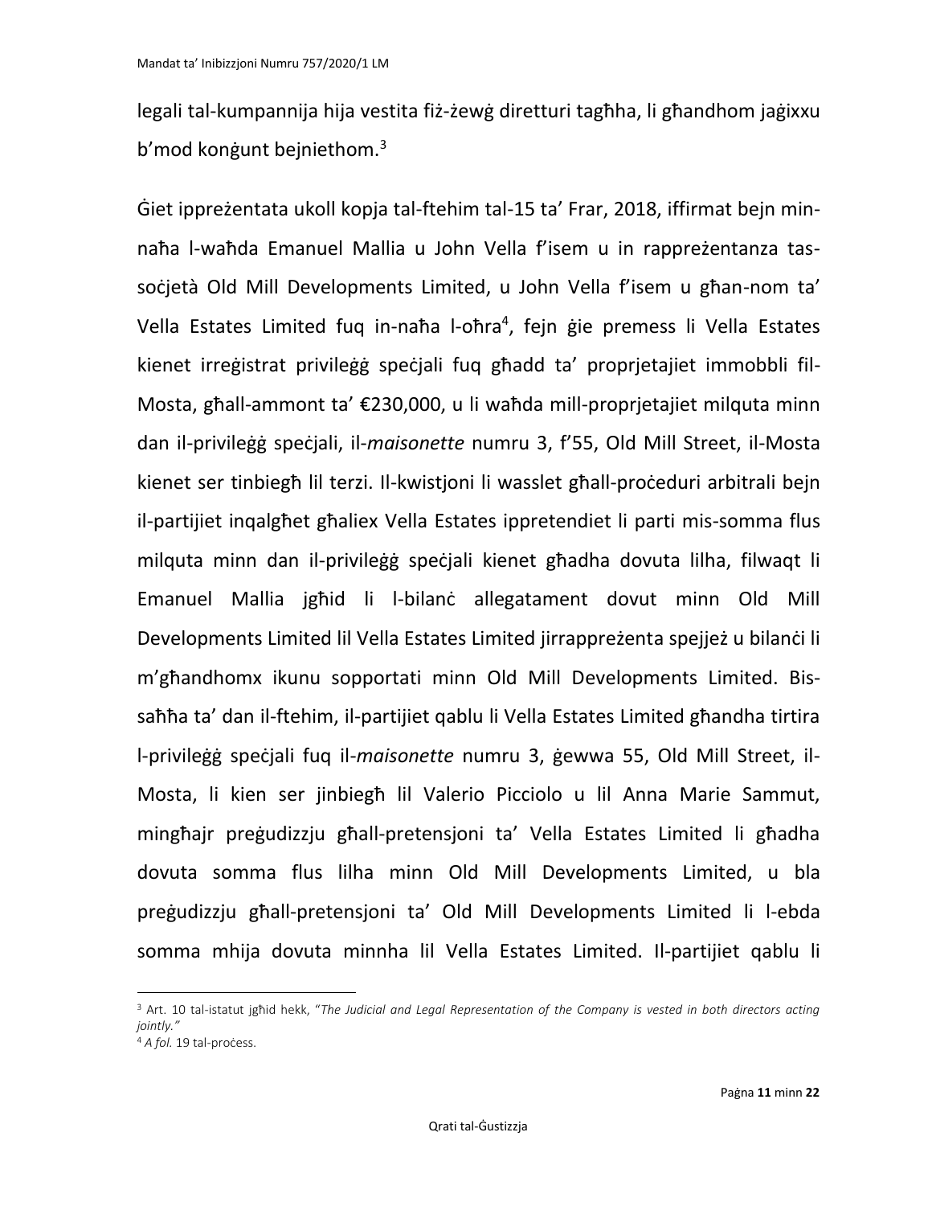legali tal-kumpannija hija vestita fiż-żewġ diretturi tagħha, li għandhom jaġixxu b'mod konġunt bejniethom.[3]

Ġiet ippreżentata ukoll kopja tal-ftehim tal-15 ta' Frar, 2018, iffirmat bejn min-naħa l-waħda Emanuel Mallia u John Vella f'isem u in rappreżentanza tas-soċjetà Old Mill Developments Limited, u John Vella f'isem u għan-nom ta' Vella Estates Limited fuq in-naħa l-oħra[4], fejn ġie premess li Vella Estates kienet irreġistrat privileġġ speċjali fuq għadd ta' proprjetajiet immobbli fil-Mosta, għall-ammont ta' €230,000, u li waħda mill-proprjetajiet milquta minn dan il-privileġġ speċjali, il-*maisonette* numru 3, f'55, Old Mill Street, il-Mosta kienet ser tinbiegħ lil terzi. Il-kwistjoni li wasslet għall-proċeduri arbitrali bejn il-partijiet inqalgħet għaliex Vella Estates ippretendiet li parti mis-somma flus milquta minn dan il-privileġġ speċjali kienet għadha dovuta lilha, filwaqt li Emanuel Mallia jgħid li l-bilanċ allegatament dovut minn Old Mill Developments Limited lil Vella Estates Limited jirrappreżenta spejjeż u bilanċi li m'għandhomx ikunu sopportati minn Old Mill Developments Limited. Bis-saħħa ta' dan il-ftehim, il-partijiet qablu li Vella Estates Limited għandha tirtira l-privileġġ speċjali fuq il-*maisonette* numru 3, ġewwa 55, Old Mill Street, il-Mosta, li kien ser jinbiegħ lil Valerio Picciolo u lil Anna Marie Sammut, mingħajr preġudizzju għall-pretensjoni ta' Vella Estates Limited li għadha dovuta somma flus lilha minn Old Mill Developments Limited, u bla preġudizzju għall-pretensjoni ta' Old Mill Developments Limited li l-ebda somma mhija dovuta minnha lil Vella Estates Limited. Il-partijiet qablu li

---

[3] Art. 10 tal-istatut jgħid hekk, "*The Judicial and Legal Representation of the Company is vested in both directors acting jointly.*"

[4] *A fol.* 19 tal-proċess.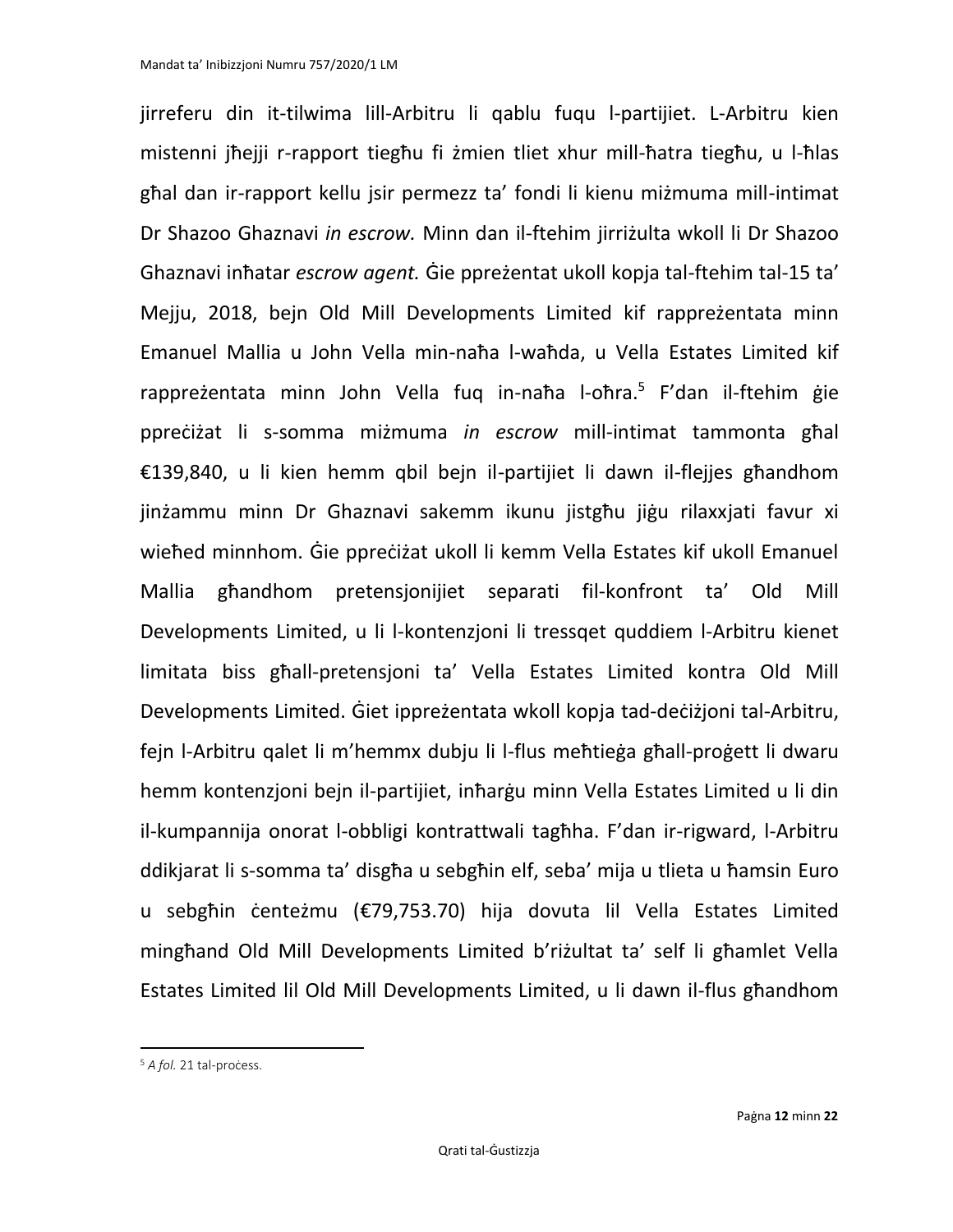jirreferu din it-tilwima lill-Arbitru li qablu fuqu l-partijiet. L-Arbitru kien mistenni jħejji r-rapport tiegħu fi żmien tliet xhur mill-ħatra tiegħu, u l-ħlas għal dan ir-rapport kellu jsir permezz ta' fondi li kienu miżmuma mill-intimat Dr Shazoo Ghaznavi *in escrow.* Minn dan il-ftehim jirriżulta wkoll li Dr Shazoo Ghaznavi inħatar *escrow agent.* Ġie ppreżentat ukoll kopja tal-ftehim tal-15 ta' Mejju, 2018, bejn Old Mill Developments Limited kif rappreżentata minn Emanuel Mallia u John Vella min-naħa l-waħda, u Vella Estates Limited kif rappreżentata minn John Vella fuq in-naħa l-oħra.[5] F'dan il-ftehim ġie ppreċiżat li s-somma miżmuma *in escrow* mill-intimat tammonta għal €139,840, u li kien hemm qbil bejn il-partijiet li dawn il-flejjes għandhom jinżammu minn Dr Ghaznavi sakemm ikunu jistgħu jiġu rilaxxjati favur xi wieħed minnhom. Ġie ppreċiżat ukoll li kemm Vella Estates kif ukoll Emanuel Mallia għandhom pretensjonijiet separati fil-konfront ta' Old Mill Developments Limited, u li l-kontenzjoni li tressqet quddiem l-Arbitru kienet limitata biss għall-pretensjoni ta' Vella Estates Limited kontra Old Mill Developments Limited. Ġiet ippreżentata wkoll kopja tad-deċiżjoni tal-Arbitru, fejn l-Arbitru qalet li m'hemmx dubju li l-flus meħtieġa għall-proġett li dwaru hemm kontenzjoni bejn il-partijiet, inħarġu minn Vella Estates Limited u li din il-kumpannija onorat l-obbligi kontrattwali tagħha. F'dan ir-rigward, l-Arbitru ddikjarat li s-somma ta' disgħa u sebgħin elf, seba' mija u tlieta u ħamsin Euro u sebgħin ċenteżmu (€79,753.70) hija dovuta lil Vella Estates Limited mingħand Old Mill Developments Limited b'riżultat ta' self li għamlet Vella Estates Limited lil Old Mill Developments Limited, u li dawn il-flus għandhom

---

[5] *A fol.* 21 tal-proċess.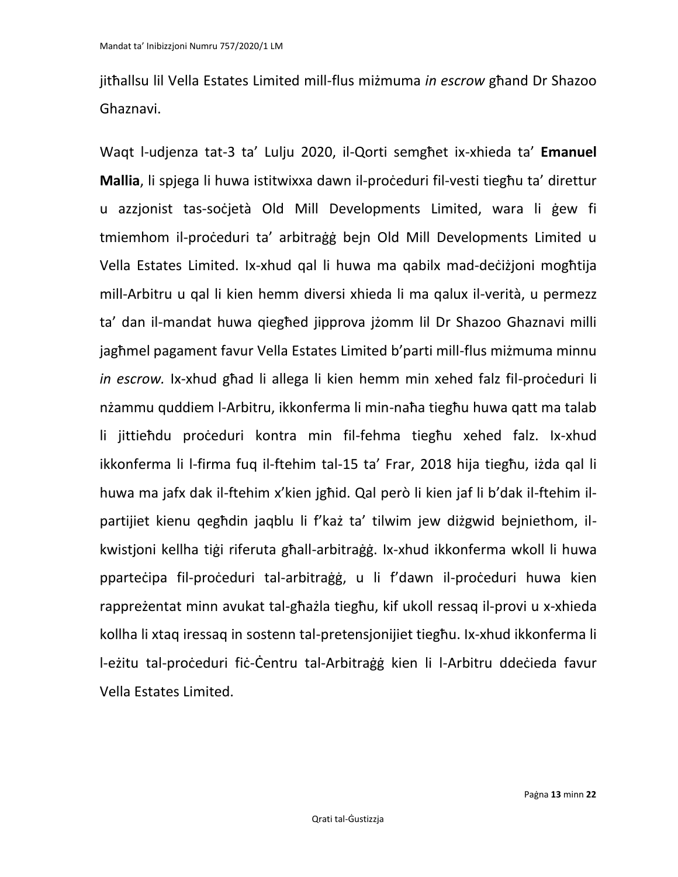jitħallsu lil Vella Estates Limited mill-flus miżmuma *in escrow* għand Dr Shazoo Ghaznavi.

Waqt l-udjenza tat-3 ta' Lulju 2020, il-Qorti semgħet ix-xhieda ta' **Emanuel Mallia**, li spjega li huwa istitwixxa dawn il-proċeduri fil-vesti tiegħu ta' direttur u azzjonist tas-soċjetà Old Mill Developments Limited, wara li ġew fi tmiemhom il-proċeduri ta' arbitraġġ bejn Old Mill Developments Limited u Vella Estates Limited. Ix-xhud qal li huwa ma qabilx mad-deċiżjoni mogħtija mill-Arbitru u qal li kien hemm diversi xhieda li ma qalux il-verità, u permezz ta' dan il-mandat huwa qiegħed jipprova jżomm lil Dr Shazoo Ghaznavi milli jagħmel pagament favur Vella Estates Limited b'parti mill-flus miżmuma minnu *in escrow.* Ix-xhud għad li allega li kien hemm min xehed falz fil-proċeduri li nżammu quddiem l-Arbitru, ikkonferma li min-naħa tiegħu huwa qatt ma talab li jittieħdu proċeduri kontra min fil-fehma tiegħu xehed falz. Ix-xhud ikkonferma li l-firma fuq il-ftehim tal-15 ta' Frar, 2018 hija tiegħu, iżda qal li huwa ma jafx dak il-ftehim x'kien jgħid. Qal però li kien jaf li b'dak il-ftehim il-partijiet kienu qegħdin jaqblu li f'każ ta' tilwim jew diżgwid bejniethom, il-kwistjoni kellha tiġi riferuta għall-arbitraġġ. Ix-xhud ikkonferma wkoll li huwa pparteċipa fil-proċeduri tal-arbitraġġ, u li f'dawn il-proċeduri huwa kien rappreżentat minn avukat tal-għażla tiegħu, kif ukoll ressaq il-provi u x-xhieda kollha li xtaq iressaq in sostenn tal-pretensjonijiet tiegħu. Ix-xhud ikkonferma li l-eżitu tal-proċeduri fiċ-Ċentru tal-Arbitraġġ kien li l-Arbitru ddeċieda favur Vella Estates Limited.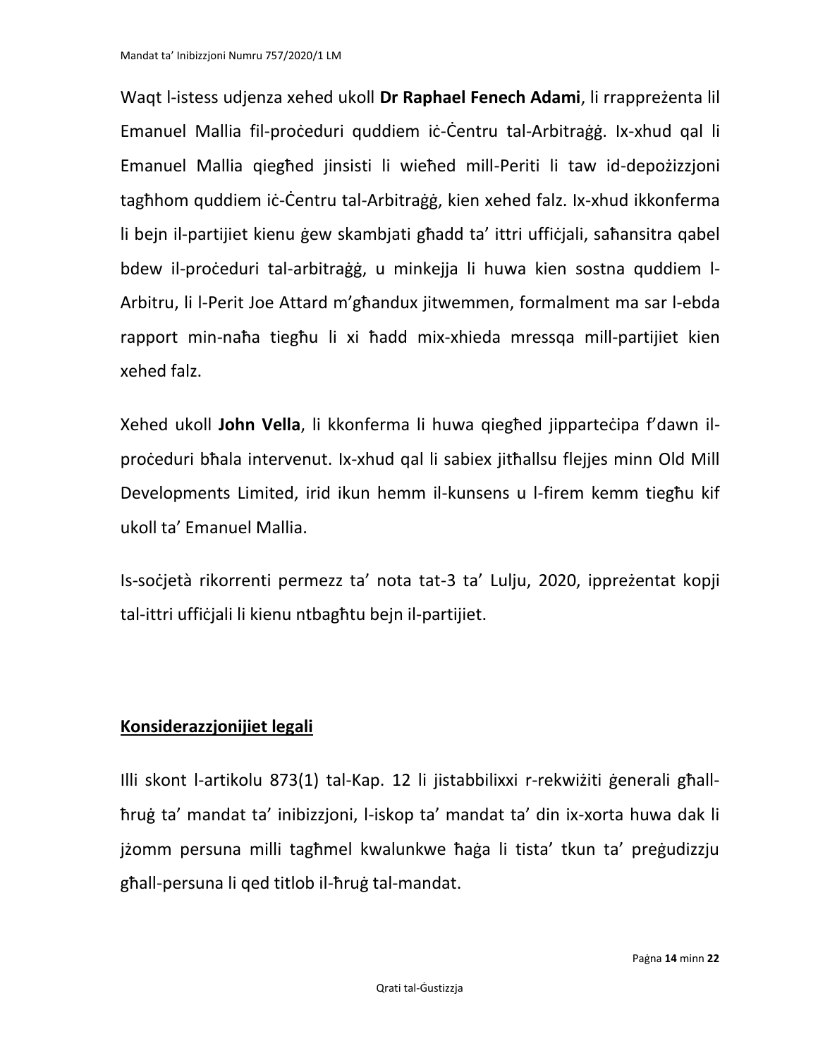Waqt l-istess udjenza xehed ukoll **Dr Raphael Fenech Adami**, li rrappreżenta lil Emanuel Mallia fil-proċeduri quddiem iċ-Ċentru tal-Arbitraġġ. Ix-xhud qal li Emanuel Mallia qiegħed jinsisti li wieħed mill-Periti li taw id-depożizzjoni tagħhom quddiem iċ-Ċentru tal-Arbitraġġ, kien xehed falz. Ix-xhud ikkonferma li bejn il-partijiet kienu ġew skambjati għadd ta' ittri uffiċjali, saħansitra qabel bdew il-proċeduri tal-arbitraġġ, u minkejja li huwa kien sostna quddiem l-Arbitru, li l-Perit Joe Attard m'għandux jitwemmen, formalment ma sar l-ebda rapport min-naħa tiegħu li xi ħadd mix-xhieda mressqa mill-partijiet kien xehed falz.

Xehed ukoll **John Vella**, li kkonferma li huwa qiegħed jipparteċipa f'dawn il-proċeduri bħala intervenut. Ix-xhud qal li sabiex jitħallsu flejjes minn Old Mill Developments Limited, irid ikun hemm il-kunsens u l-firem kemm tiegħu kif ukoll ta' Emanuel Mallia.

Is-soċjetà rikorrenti permezz ta' nota tat-3 ta' Lulju, 2020, ippreżentat kopji tal-ittri uffiċjali li kienu ntbagħtu bejn il-partijiet.

## Konsiderazzjonijiet legali

Illi skont l-artikolu 873(1) tal-Kap. 12 li jistabbilixxi r-rekwiżiti ġenerali għall-ħruġ ta' mandat ta' inibizzjoni, l-iskop ta' mandat ta' din ix-xorta huwa dak li jżomm persuna milli tagħmel kwalunkwe ħaġa li tista' tkun ta' preġudizzju għall-persuna li qed titlob il-ħruġ tal-mandat.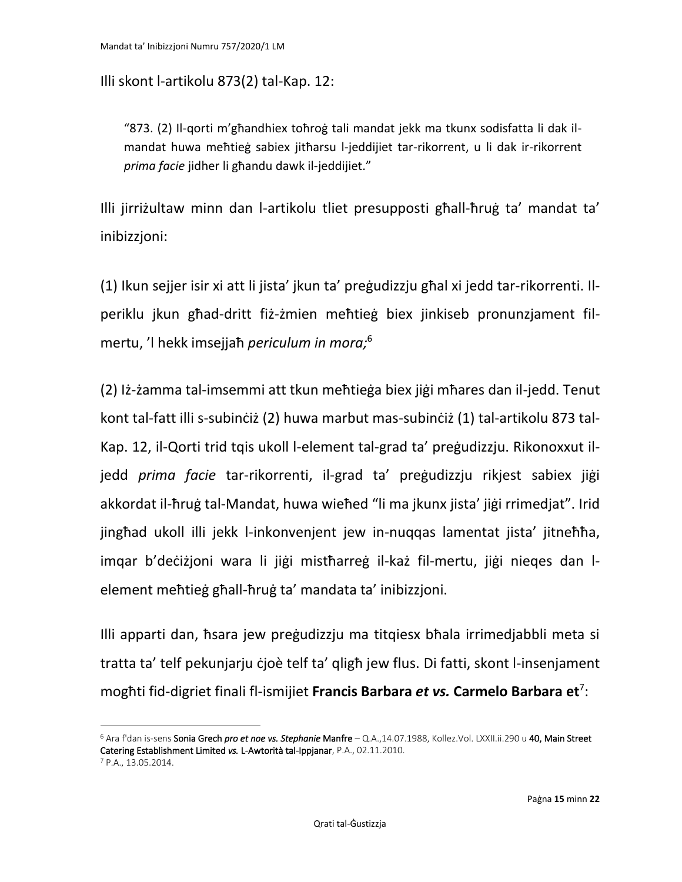Illi skont l-artikolu 873(2) tal-Kap. 12:

> "873. (2) Il-qorti m'għandhiex toħroġ tali mandat jekk ma tkunx sodisfatta li dak il-mandat huwa meħtieġ sabiex jitħarsu l-jeddijiet tar-rikorrent, u li dak ir-rikorrent *prima facie* jidher li għandu dawk il-jeddijiet."

Illi jirriżultaw minn dan l-artikolu tliet presupposti għall-ħruġ ta' mandat ta' inibizzjoni:

(1) Ikun sejjer isir xi att li jista' jkun ta' preġudizzju għal xi jedd tar-rikorrenti. Il-periklu jkun għad-dritt fiż-żmien meħtieġ biex jinkiseb pronunzjament fil-mertu, 'l hekk imsejjaħ *periculum in mora;*[6]

(2) Iż-żamma tal-imsemmi att tkun meħtieġa biex jiġi mħares dan il-jedd. Tenut kont tal-fatt illi s-subinċiż (2) huwa marbut mas-subinċiż (1) tal-artikolu 873 tal-Kap. 12, il-Qorti trid tqis ukoll l-element tal-grad ta' preġudizzju. Rikonoxxut il-jedd *prima facie* tar-rikorrenti, il-grad ta' preġudizzju rikjest sabiex jiġi akkordat il-ħruġ tal-Mandat, huwa wieħed "li ma jkunx jista' jiġi rrimedjat". Irid jingħad ukoll illi jekk l-inkonvenjent jew in-nuqqas lamentat jista' jitneħħa, imqar b'deċiżjoni wara li jiġi mistħarreġ il-każ fil-mertu, jiġi nieqes dan l-element meħtieġ għall-ħruġ ta' mandata ta' inibizzjoni.

Illi apparti dan, ħsara jew preġudizzju ma titqiesx bħala irrimedjabbli meta si tratta ta' telf pekunjarju ċjoè telf ta' qligħ jew flus. Di fatti, skont l-insenjament mogħti fid-digriet finali fl-ismijiet **Francis Barbara *et vs.* Carmelo Barbara et**[7]:

---

[6] Ara f'dan is-sens Sonia Grech *pro et noe vs. Stephanie* Manfre – Q.A.,14.07.1988, Kollez.Vol. LXXII.ii.290 u 40, Main Street Catering Establishment Limited *vs.* L-Awtorità tal-Ippjanar, P.A., 02.11.2010.

[7] P.A., 13.05.2014.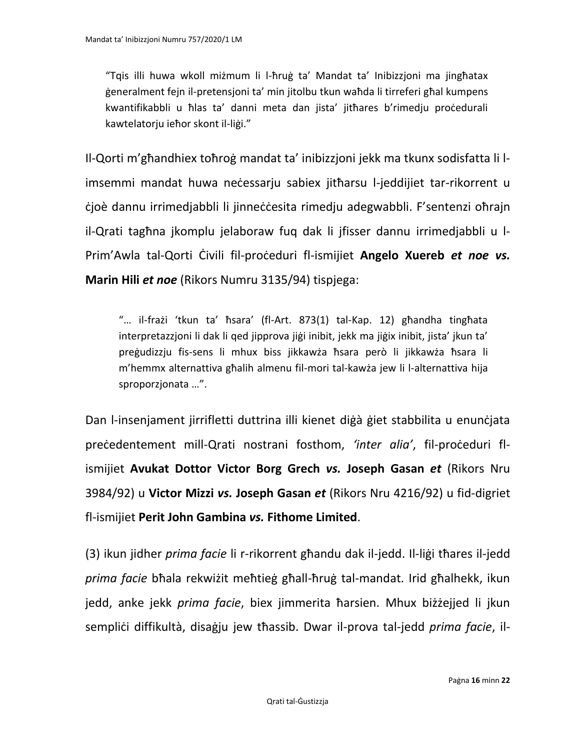> "Tqis illi huwa wkoll miżmum li l-ħruġ ta' Mandat ta' Inibizzjoni ma jingħatax ġeneralment fejn il-pretensjoni ta' min jitolbu tkun waħda li tirreferi għal kumpens kwantifikabbli u ħlas ta' danni meta dan jista' jitħares b'rimedju proċedurali kawtelatorju ieħor skont il-liġi."

Il-Qorti m'għandhiex toħroġ mandat ta' inibizzjoni jekk ma tkunx sodisfatta li l-imsemmi mandat huwa neċessarju sabiex jitħarsu l-jeddijiet tar-rikorrent u ċjoè dannu irrimedjabbli li jinneċċesita rimedju adegwabbli. F'sentenzi oħrajn il-Qrati tagħna jkomplu jelaboraw fuq dak li jfisser dannu irrimedjabbli u l-Prim'Awla tal-Qorti Ċivili fil-proċeduri fl-ismijiet **Angelo Xuereb *et noe vs.* Marin Hili *et noe*** (Rikors Numru 3135/94) tispjega:

> "… il-frażi 'tkun ta' ħsara' (fl-Art. 873(1) tal-Kap. 12) għandha tingħata interpretazzjoni li dak li qed jipprova jiġi inibit, jekk ma jiġix inibit, jista' jkun ta' preġudizzju fis-sens li mhux biss jikkawża ħsara però li jikkawża ħsara li m'hemmx alternattiva għalih almenu fil-mori tal-kawża jew li l-alternattiva hija sproporzjonata …".

Dan l-insenjament jirrifletti duttrina illi kienet diġà ġiet stabbilita u enunċjata preċedentement mill-Qrati nostrani fosthom, *'inter alia'*, fil-proċeduri fl-ismijiet **Avukat Dottor Victor Borg Grech *vs.* Joseph Gasan *et*** (Rikors Nru 3984/92) u **Victor Mizzi *vs.* Joseph Gasan *et*** (Rikors Nru 4216/92) u fid-digriet fl-ismijiet **Perit John Gambina *vs.* Fithome Limited**.

(3) ikun jidher *prima facie* li r-rikorrent għandu dak il-jedd. Il-liġi tħares il-jedd *prima facie* bħala rekwiżit meħtieġ għall-ħruġ tal-mandat. Irid għalhekk, ikun jedd, anke jekk *prima facie*, biex jimmerita ħarsien. Mhux biżżejjed li jkun sempliċi diffikultà, disaġju jew tħassib. Dwar il-prova tal-jedd *prima facie*, il-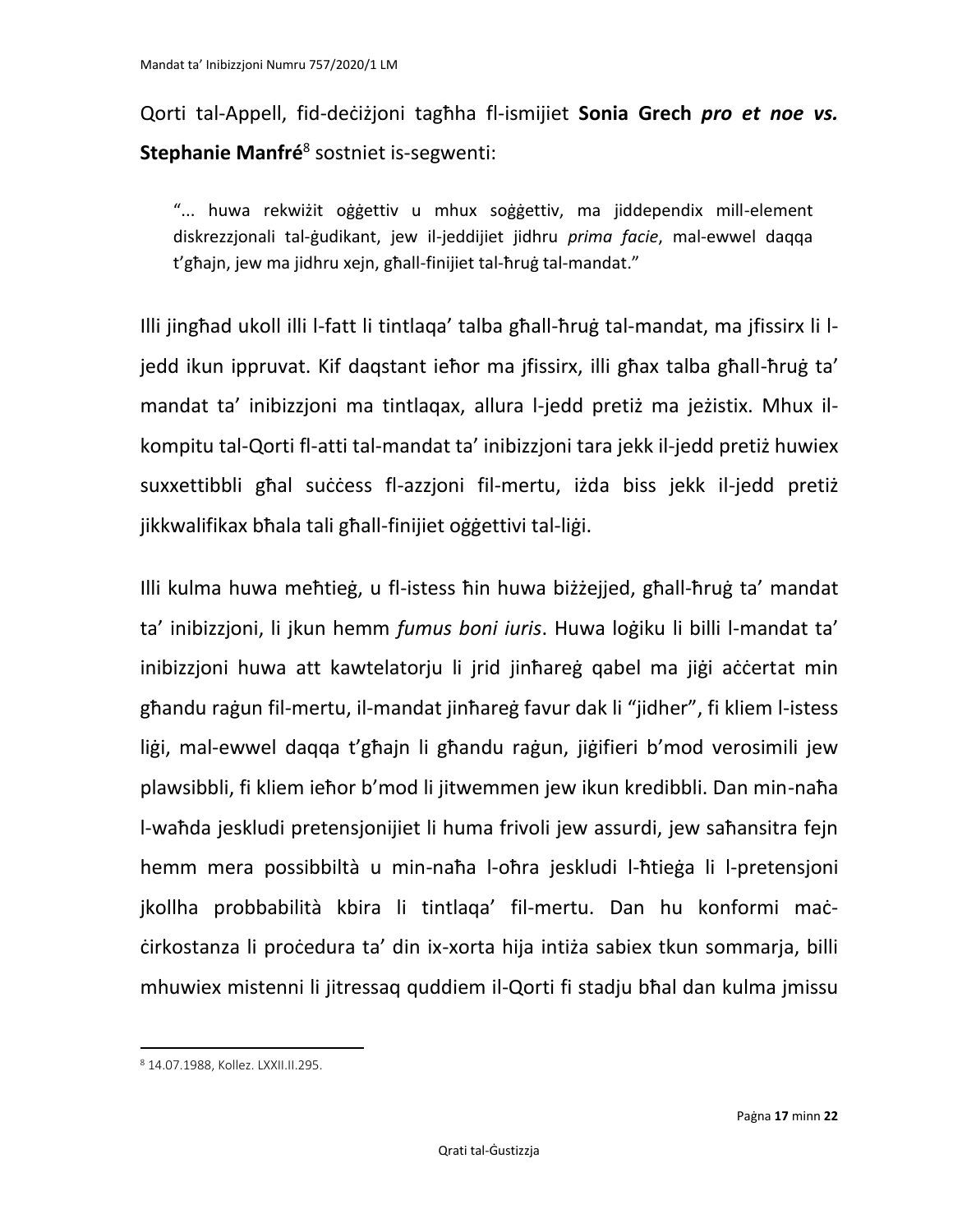Qorti tal-Appell, fid-deċiżjoni tagħha fl-ismijiet **Sonia Grech *pro et noe vs.* Stephanie Manfré**[8] sostniet is-segwenti:

> "... huwa rekwiżit oġġettiv u mhux soġġettiv, ma jiddependix mill-element diskrezzjonali tal-ġudikant, jew il-jeddijiet jidhru *prima facie*, mal-ewwel daqqa t'għajn, jew ma jidhru xejn, għall-finijiet tal-ħruġ tal-mandat."

Illi jingħad ukoll illi l-fatt li tintlaqa' talba għall-ħruġ tal-mandat, ma jfissirx li l-jedd ikun ippruvat. Kif daqstant ieħor ma jfissirx, illi għax talba għall-ħruġ ta' mandat ta' inibizzjoni ma tintlaqax, allura l-jedd pretiż ma jeżistix. Mhux il-kompitu tal-Qorti fl-atti tal-mandat ta' inibizzjoni tara jekk il-jedd pretiż huwiex suxxettibbli għal suċċess fl-azzjoni fil-mertu, iżda biss jekk il-jedd pretiż jikkwalifikax bħala tali għall-finijiet oġġettivi tal-liġi.

Illi kulma huwa meħtieġ, u fl-istess ħin huwa biżżejjed, għall-ħruġ ta' mandat ta' inibizzjoni, li jkun hemm *fumus boni iuris*. Huwa loġiku li billi l-mandat ta' inibizzjoni huwa att kawtelatorju li jrid jinħareġ qabel ma jiġi aċċertat min għandu raġun fil-mertu, il-mandat jinħareġ favur dak li "jidher", fi kliem l-istess liġi, mal-ewwel daqqa t'għajn li għandu raġun, jiġifieri b'mod verosimili jew plawsibbli, fi kliem ieħor b'mod li jitwemmen jew ikun kredibbli. Dan min-naħa l-waħda jeskludi pretensjonijiet li huma frivoli jew assurdi, jew saħansitra fejn hemm mera possibbiltà u min-naħa l-oħra jeskludi l-ħtieġa li l-pretensjoni jkollha probbabilità kbira li tintlaqa' fil-mertu. Dan hu konformi maċ-ċirkostanza li proċedura ta' din ix-xorta hija intiża sabiex tkun sommarja, billi mhuwiex mistenni li jitressaq quddiem il-Qorti fi stadju bħal dan kulma jmissu

---

[8] 14.07.1988, Kollez. LXXII.II.295.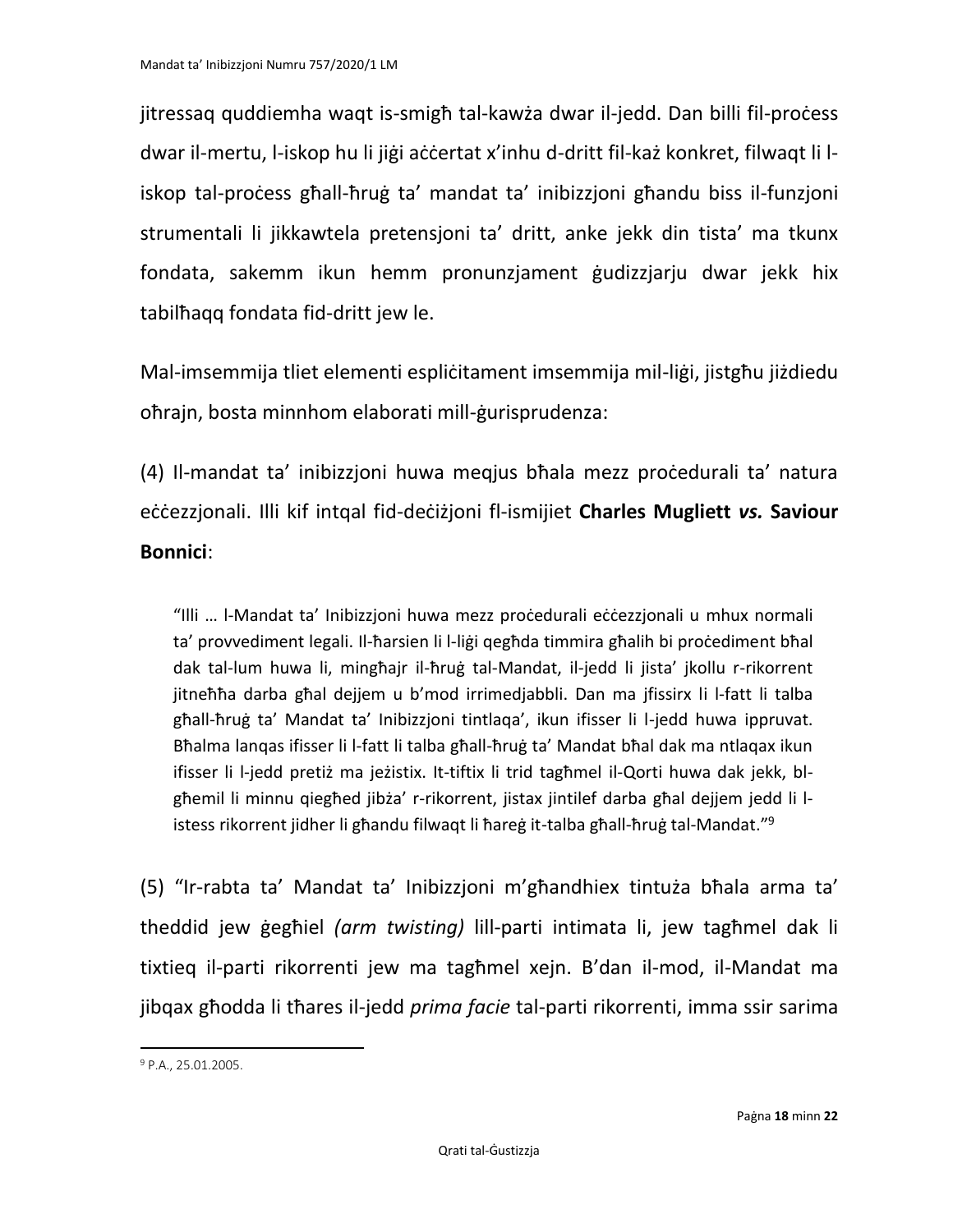jitressaq quddiemha waqt is-smigħ tal-kawża dwar il-jedd. Dan billi fil-proċess dwar il-mertu, l-iskop hu li jiġi aċċertat x'inhu d-dritt fil-każ konkret, filwaqt li l-iskop tal-proċess għall-ħruġ ta' mandat ta' inibizzjoni għandu biss il-funzjoni strumentali li jikkawtela pretensjoni ta' dritt, anke jekk din tista' ma tkunx fondata, sakemm ikun hemm pronunzjament ġudizzjarju dwar jekk hix tabilħaqq fondata fid-dritt jew le.

Mal-imsemmija tliet elementi espliċitament imsemmija mil-liġi, jistgħu jiżdiedu oħrajn, bosta minnhom elaborati mill-ġurisprudenza:

(4) Il-mandat ta' inibizzjoni huwa meqjus bħala mezz proċedurali ta' natura eċċezzjonali. Illi kif intqal fid-deċiżjoni fl-ismijiet **Charles Mugliett *vs.* Saviour Bonnici**:

> "Illi … l-Mandat ta' Inibizzjoni huwa mezz proċedurali eċċezzjonali u mhux normali ta' provvediment legali. Il-ħarsien li l-liġi qegħda timmira għalih bi proċediment bħal dak tal-lum huwa li, mingħajr il-ħruġ tal-Mandat, il-jedd li jista' jkollu r-rikorrent jitneħħa darba għal dejjem u b'mod irrimedjabbli. Dan ma jfissirx li l-fatt li talba għall-ħruġ ta' Mandat ta' Inibizzjoni tintlaqa', ikun ifisser li l-jedd huwa ippruvat. Bħalma lanqas ifisser li l-fatt li talba għall-ħruġ ta' Mandat bħal dak ma ntlaqax ikun ifisser li l-jedd pretiż ma jeżistix. It-tiftix li trid tagħmel il-Qorti huwa dak jekk, bl-għemil li minnu qiegħed jibża' r-rikorrent, jistax jintilef darba għal dejjem jedd li l-istess rikorrent jidher li għandu filwaqt li ħareġ it-talba għall-ħruġ tal-Mandat."[9]

(5) "Ir-rabta ta' Mandat ta' Inibizzjoni m'għandhiex tintuża bħala arma ta' theddid jew ġegħiel *(arm twisting)* lill-parti intimata li, jew tagħmel dak li tixtieq il-parti rikorrenti jew ma tagħmel xejn. B'dan il-mod, il-Mandat ma jibqax għodda li tħares il-jedd *prima facie* tal-parti rikorrenti, imma ssir sarima

---

[9] P.A., 25.01.2005.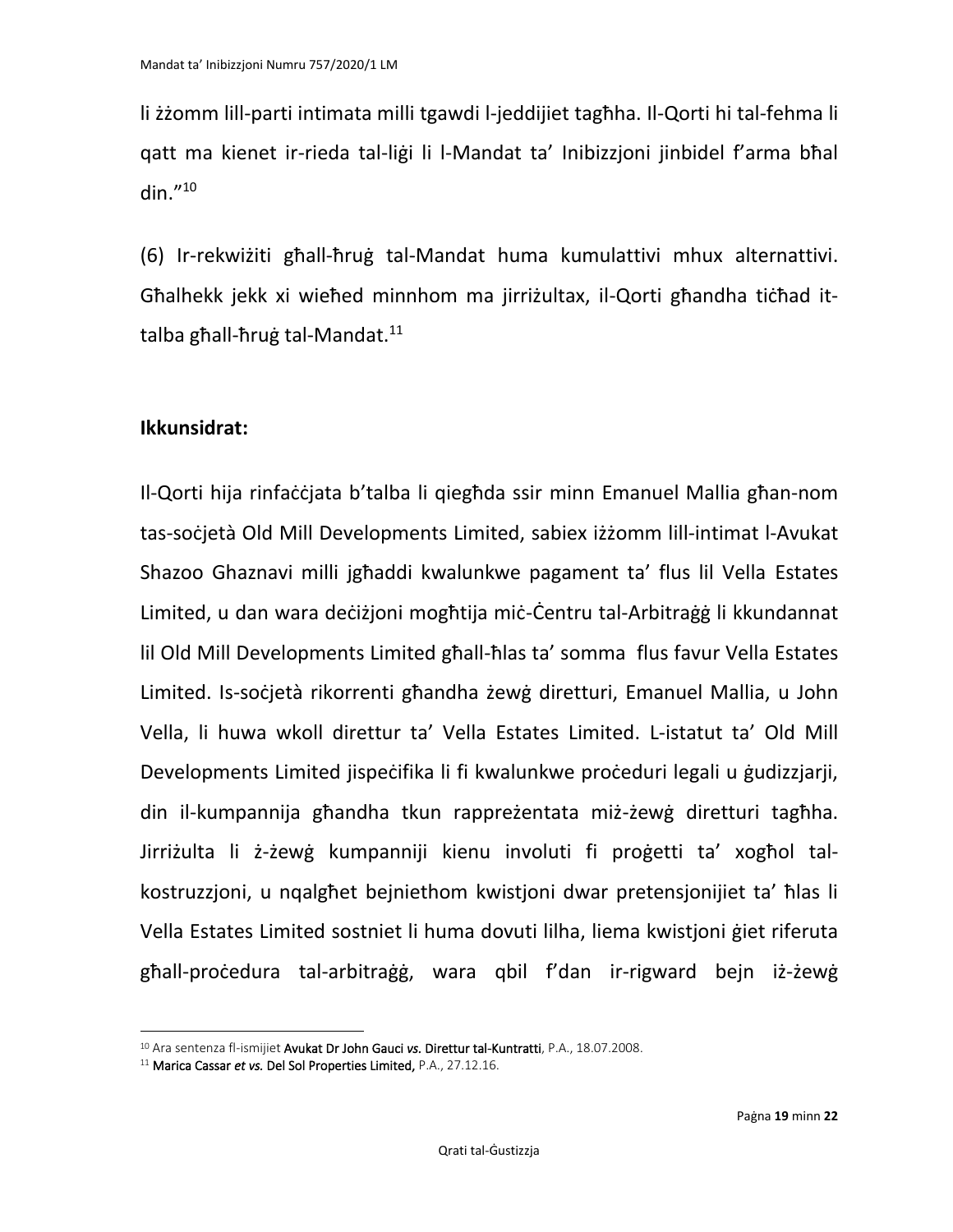li żżomm lill-parti intimata milli tgawdi l-jeddijiet tagħha. Il-Qorti hi tal-fehma li qatt ma kienet ir-rieda tal-liġi li l-Mandat ta' Inibizzjoni jinbidel f'arma bħal din."[10]

(6) Ir-rekwiżiti għall-ħruġ tal-Mandat huma kumulattivi mhux alternattivi. Għalhekk jekk xi wieħed minnhom ma jirriżultax, il-Qorti għandha tiċħad it-talba għall-ħruġ tal-Mandat.[11]

**Ikkunsidrat:**

Il-Qorti hija rinfaċċjata b'talba li qiegħda ssir minn Emanuel Mallia għan-nom tas-soċjetà Old Mill Developments Limited, sabiex iżżomm lill-intimat l-Avukat Shazoo Ghaznavi milli jgħaddi kwalunkwe pagament ta' flus lil Vella Estates Limited, u dan wara deċiżjoni mogħtija miċ-Ċentru tal-Arbitraġġ li kkundannat lil Old Mill Developments Limited għall-ħlas ta' somma flus favur Vella Estates Limited. Is-soċjetà rikorrenti għandha żewġ diretturi, Emanuel Mallia, u John Vella, li huwa wkoll direttur ta' Vella Estates Limited. L-istatut ta' Old Mill Developments Limited jispeċifika li fi kwalunkwe proċeduri legali u ġudizzjarji, din il-kumpannija għandha tkun rappreżentata miż-żewġ diretturi tagħha. Jirriżulta li ż-żewġ kumpanniji kienu involuti fi proġetti ta' xogħol tal-kostruzzjoni, u nqalgħet bejniethom kwistjoni dwar pretensjonijiet ta' ħlas li Vella Estates Limited sostniet li huma dovuti lilha, liema kwistjoni ġiet riferuta għall-proċedura tal-arbitraġġ, wara qbil f'dan ir-rigward bejn iż-żewġ

---

[10] Ara sentenza fl-ismijiet **Avukat Dr John Gauci** ***vs.*** **Direttur tal-Kuntratti**, P.A., 18.07.2008.

[11] **Marica Cassar** ***et vs.*** **Del Sol Properties Limited,** P.A., 27.12.16.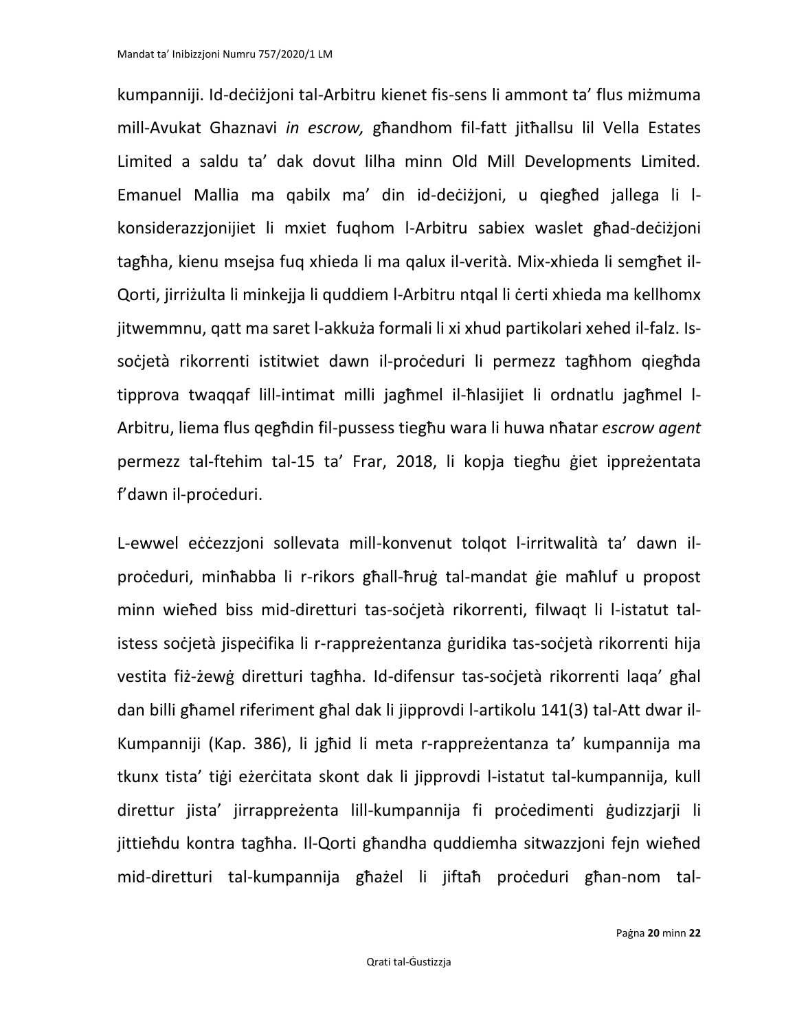kumpanniji. Id-deċiżjoni tal-Arbitru kienet fis-sens li ammont ta' flus miżmuma mill-Avukat Ghaznavi *in escrow,* għandhom fil-fatt jitħallsu lil Vella Estates Limited a saldu ta' dak dovut lilha minn Old Mill Developments Limited. Emanuel Mallia ma qabilx ma' din id-deċiżjoni, u qiegħed jallega li l-konsiderazzjonijiet li mxiet fuqhom l-Arbitru sabiex waslet għad-deċiżjoni tagħha, kienu msejsa fuq xhieda li ma qalux il-verità. Mix-xhieda li semgħet il-Qorti, jirriżulta li minkejja li quddiem l-Arbitru ntqal li ċerti xhieda ma kellhomx jitwemmnu, qatt ma saret l-akkuża formali li xi xhud partikolari xehed il-falz. Is-soċjetà rikorrenti istitwiet dawn il-proċeduri li permezz tagħhom qiegħda tipprova twaqqaf lill-intimat milli jagħmel il-ħlasijiet li ordnatlu jagħmel l-Arbitru, liema flus qegħdin fil-pussess tiegħu wara li huwa nħatar *escrow agent* permezz tal-ftehim tal-15 ta' Frar, 2018, li kopja tiegħu ġiet ippreżentata f'dawn il-proċeduri.

L-ewwel eċċezzjoni sollevata mill-konvenut tolqot l-irritwalità ta' dawn il-proċeduri, minħabba li r-rikors għall-ħruġ tal-mandat ġie maħluf u propost minn wieħed biss mid-diretturi tas-soċjetà rikorrenti, filwaqt li l-istatut tal-istess soċjetà jispeċifika li r-rappreżentanza ġuridika tas-soċjetà rikorrenti hija vestita fiż-żewġ diretturi tagħha. Id-difensur tas-soċjetà rikorrenti laqa' għal dan billi għamel riferiment għal dak li jipprovdi l-artikolu 141(3) tal-Att dwar il-Kumpanniji (Kap. 386), li jgħid li meta r-rappreżentanza ta' kumpannija ma tkunx tista' tiġi eżerċitata skont dak li jipprovdi l-istatut tal-kumpannija, kull direttur jista' jirrappreżenta lill-kumpannija fi proċedimenti ġudizzjarji li jittieħdu kontra tagħha. Il-Qorti għandha quddiemha sitwazzjoni fejn wieħed mid-diretturi tal-kumpannija għażel li jiftaħ proċeduri għan-nom tal-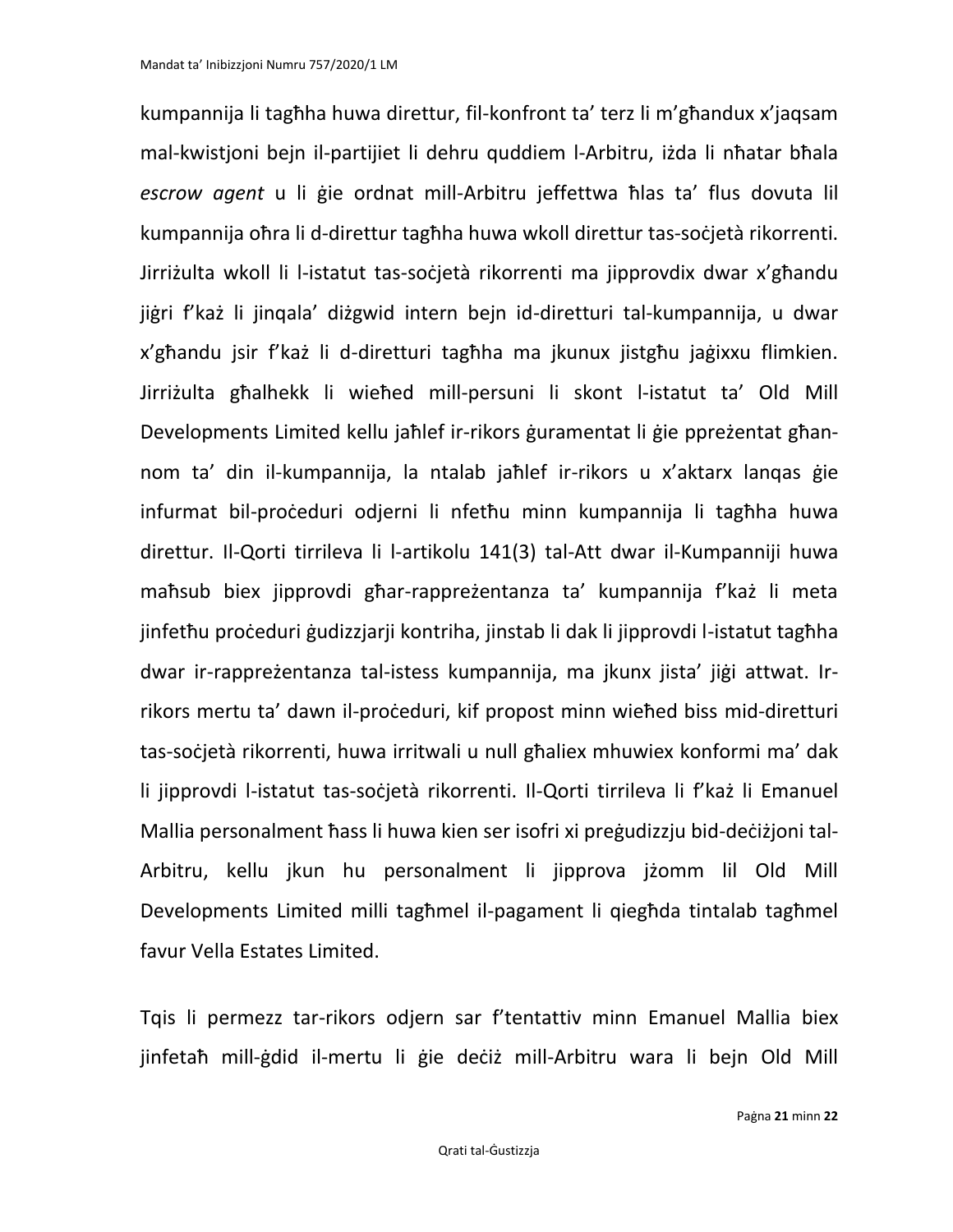kumpannija li tagħha huwa direttur, fil-konfront ta' terz li m'għandux x'jaqsam mal-kwistjoni bejn il-partijiet li dehru quddiem l-Arbitru, iżda li nħatar bħala *escrow agent* u li ġie ordnat mill-Arbitru jeffettwa ħlas ta' flus dovuta lil kumpannija oħra li d-direttur tagħha huwa wkoll direttur tas-soċjetà rikorrenti. Jirriżulta wkoll li l-istatut tas-soċjetà rikorrenti ma jipprovdix dwar x'għandu jiġri f'każ li jinqala' diżgwid intern bejn id-diretturi tal-kumpannija, u dwar x'għandu jsir f'każ li d-diretturi tagħha ma jkunux jistgħu jaġixxu flimkien. Jirriżulta għalhekk li wieħed mill-persuni li skont l-istatut ta' Old Mill Developments Limited kellu jaħlef ir-rikors ġuramentat li ġie ppreżentat għan-nom ta' din il-kumpannija, la ntalab jaħlef ir-rikors u x'aktarx lanqas ġie infurmat bil-proċeduri odjerni li nfetħu minn kumpannija li tagħha huwa direttur. Il-Qorti tirrileva li l-artikolu 141(3) tal-Att dwar il-Kumpanniji huwa maħsub biex jipprovdi għar-rappreżentanza ta' kumpannija f'każ li meta jinfetħu proċeduri ġudizzjarji kontriha, jinstab li dak li jipprovdi l-istatut tagħha dwar ir-rappreżentanza tal-istess kumpannija, ma jkunx jista' jiġi attwat. Ir-rikors mertu ta' dawn il-proċeduri, kif propost minn wieħed biss mid-diretturi tas-soċjetà rikorrenti, huwa irritwali u null għaliex mhuwiex konformi ma' dak li jipprovdi l-istatut tas-soċjetà rikorrenti. Il-Qorti tirrileva li f'każ li Emanuel Mallia personalment ħass li huwa kien ser isofri xi preġudizzju bid-deċiżjoni tal-Arbitru, kellu jkun hu personalment li jipprova jżomm lil Old Mill Developments Limited milli tagħmel il-pagament li qiegħda tintalab tagħmel favur Vella Estates Limited.

Tqis li permezz tar-rikors odjern sar f'tentattiv minn Emanuel Mallia biex jinfetaħ mill-ġdid il-mertu li ġie deċiż mill-Arbitru wara li bejn Old Mill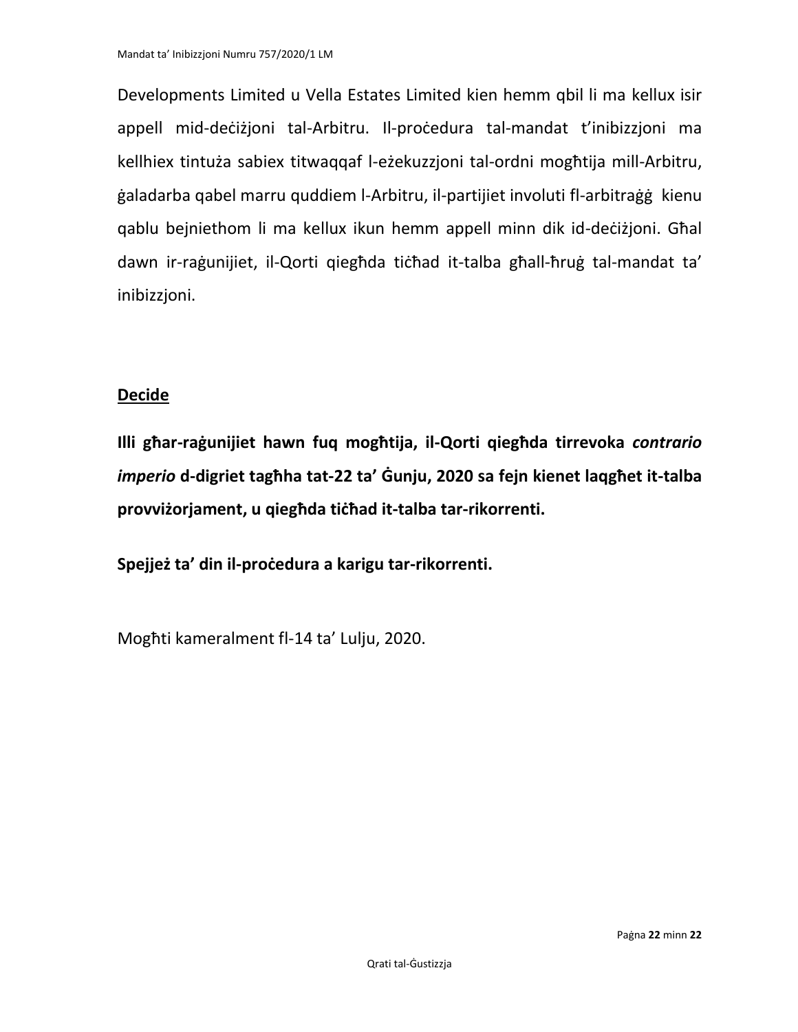Developments Limited u Vella Estates Limited kien hemm qbil li ma kellux isir appell mid-deċiżjoni tal-Arbitru. Il-proċedura tal-mandat t'inibizzjoni ma kellhiex tintuża sabiex titwaqqaf l-eżekuzzjoni tal-ordni mogħtija mill-Arbitru, ġaladarba qabel marru quddiem l-Arbitru, il-partijiet involuti fl-arbitraġġ kienu qablu bejniethom li ma kellux ikun hemm appell minn dik id-deċiżjoni. Għal dawn ir-raġunijiet, il-Qorti qiegħda tiċħad it-talba għall-ħruġ tal-mandat ta' inibizzjoni.

## <u>Decide</u>

**Illi għar-raġunijiet hawn fuq mogħtija, il-Qorti qiegħda tirrevoka *contrario imperio* d-digriet tagħha tat-22 ta' Ġunju, 2020 sa fejn kienet laqgħet it-talba provviżorjament, u qiegħda tiċħad it-talba tar-rikorrenti.**

**Spejjeż ta' din il-proċedura a karigu tar-rikorrenti.**

Mogħti kameralment fl-14 ta' Lulju, 2020.